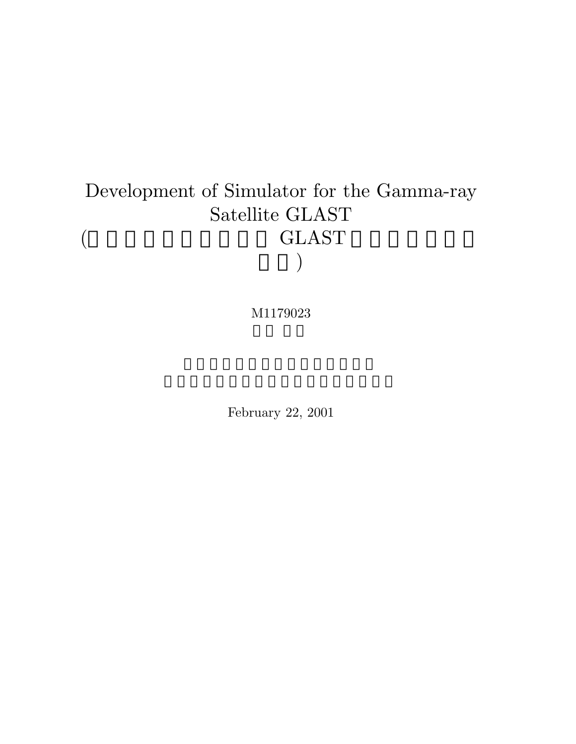# Development of Simulator for the Gamma-ray Satellite GLAST

(□□□□□□□□□□□ GLAST □□□□□□□□□□)

M1179023

□□ □□

□□□□□□□□□□□□□□□□□□

□□□□□□□□□□□□□□□□□□□□□□

February 22, 2001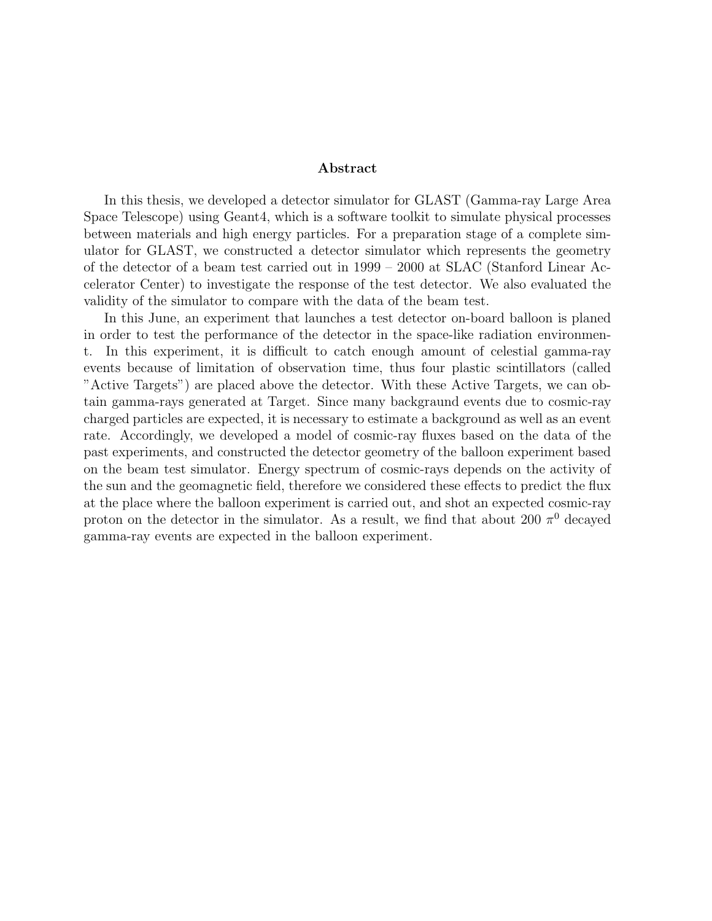## Abstract

In this thesis, we developed a detector simulator for GLAST (Gamma-ray Large Area Space Telescope) using Geant4, which is a software toolkit to simulate physical processes between materials and high energy particles. For a preparation stage of a complete simulator for GLAST, we constructed a detector simulator which represents the geometry of the detector of a beam test carried out in 1999 – 2000 at SLAC (Stanford Linear Accelerator Center) to investigate the response of the test detector. We also evaluated the validity of the simulator to compare with the data of the beam test.

In this June, an experiment that launches a test detector on-board balloon is planed in order to test the performance of the detector in the space-like radiation environment. In this experiment, it is difficult to catch enough amount of celestial gamma-ray events because of limitation of observation time, thus four plastic scintillators (called "Active Targets") are placed above the detector. With these Active Targets, we can obtain gamma-rays generated at Target. Since many backgraund events due to cosmic-ray charged particles are expected, it is necessary to estimate a background as well as an event rate. Accordingly, we developed a model of cosmic-ray fluxes based on the data of the past experiments, and constructed the detector geometry of the balloon experiment based on the beam test simulator. Energy spectrum of cosmic-rays depends on the activity of the sun and the geomagnetic field, therefore we considered these effects to predict the flux at the place where the balloon experiment is carried out, and shot an expected cosmic-ray proton on the detector in the simulator. As a result, we find that about 200 $\pi^0$ decayed gamma-ray events are expected in the balloon experiment.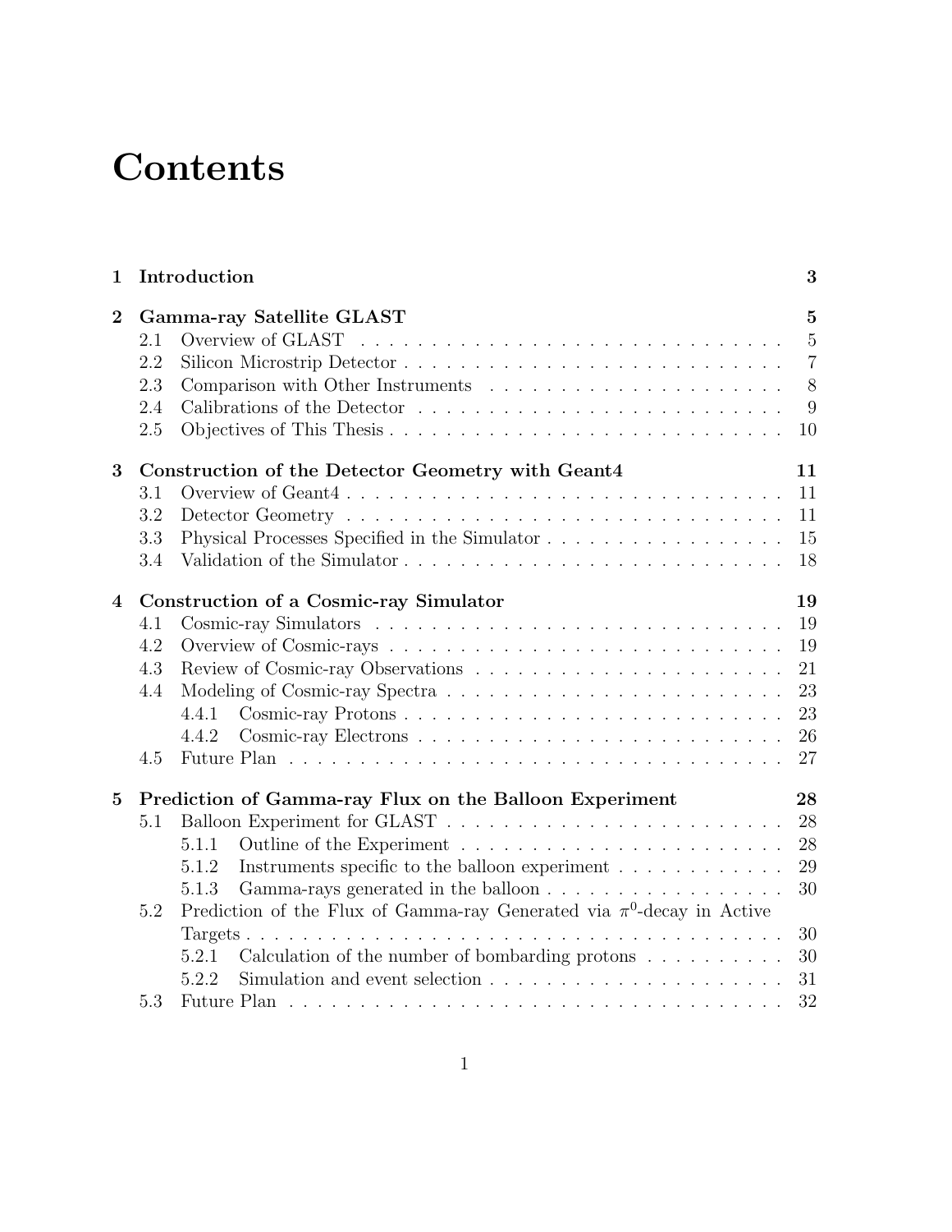# Contents

**1 Introduction** **3**

**2 Gamma-ray Satellite GLAST** **5**
- 2.1 Overview of GLAST . . . . . . . . . . . . . . . . . . . . . . . . . . . . . . 5
- 2.2 Silicon Microstrip Detector . . . . . . . . . . . . . . . . . . . . . . . . . . . 7
- 2.3 Comparison with Other Instruments . . . . . . . . . . . . . . . . . . . . . 8
- 2.4 Calibrations of the Detector . . . . . . . . . . . . . . . . . . . . . . . . . . 9
- 2.5 Objectives of This Thesis . . . . . . . . . . . . . . . . . . . . . . . . . . . 10

**3 Construction of the Detector Geometry with Geant4** **11**
- 3.1 Overview of Geant4 . . . . . . . . . . . . . . . . . . . . . . . . . . . . . . 11
- 3.2 Detector Geometry . . . . . . . . . . . . . . . . . . . . . . . . . . . . . . . 11
- 3.3 Physical Processes Specified in the Simulator . . . . . . . . . . . . . . . . . 15
- 3.4 Validation of the Simulator . . . . . . . . . . . . . . . . . . . . . . . . . . . 18

**4 Construction of a Cosmic-ray Simulator** **19**
- 4.1 Cosmic-ray Simulators . . . . . . . . . . . . . . . . . . . . . . . . . . . . . 19
- 4.2 Overview of Cosmic-rays . . . . . . . . . . . . . . . . . . . . . . . . . . . . 19
- 4.3 Review of Cosmic-ray Observations . . . . . . . . . . . . . . . . . . . . . . 21
- 4.4 Modeling of Cosmic-ray Spectra . . . . . . . . . . . . . . . . . . . . . . . . 23
  - 4.4.1 Cosmic-ray Protons . . . . . . . . . . . . . . . . . . . . . . . . . . . 23
  - 4.4.2 Cosmic-ray Electrons . . . . . . . . . . . . . . . . . . . . . . . . . . 26
- 4.5 Future Plan . . . . . . . . . . . . . . . . . . . . . . . . . . . . . . . . . . . 27

**5 Prediction of Gamma-ray Flux on the Balloon Experiment** **28**
- 5.1 Balloon Experiment for GLAST . . . . . . . . . . . . . . . . . . . . . . . . 28
  - 5.1.1 Outline of the Experiment . . . . . . . . . . . . . . . . . . . . . . . 28
  - 5.1.2 Instruments specific to the balloon experiment . . . . . . . . . . . . 29
  - 5.1.3 Gamma-rays generated in the balloon . . . . . . . . . . . . . . . . . 30
- 5.2 Prediction of the Flux of Gamma-ray Generated via $\pi^0$-decay in Active Targets . . . . . . . . . . . . . . . . . . . . . . . . . . . . . . . . . . . . . 30
  - 5.2.1 Calculation of the number of bombarding protons . . . . . . . . . . 30
  - 5.2.2 Simulation and event selection . . . . . . . . . . . . . . . . . . . . . 31
- 5.3 Future Plan . . . . . . . . . . . . . . . . . . . . . . . . . . . . . . . . . . . 32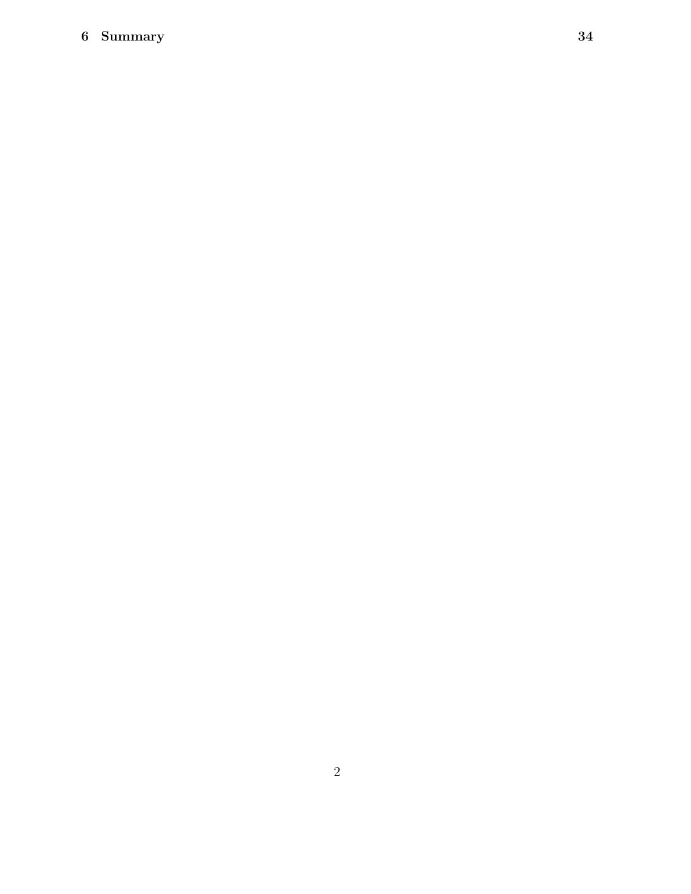**6 Summary** **34**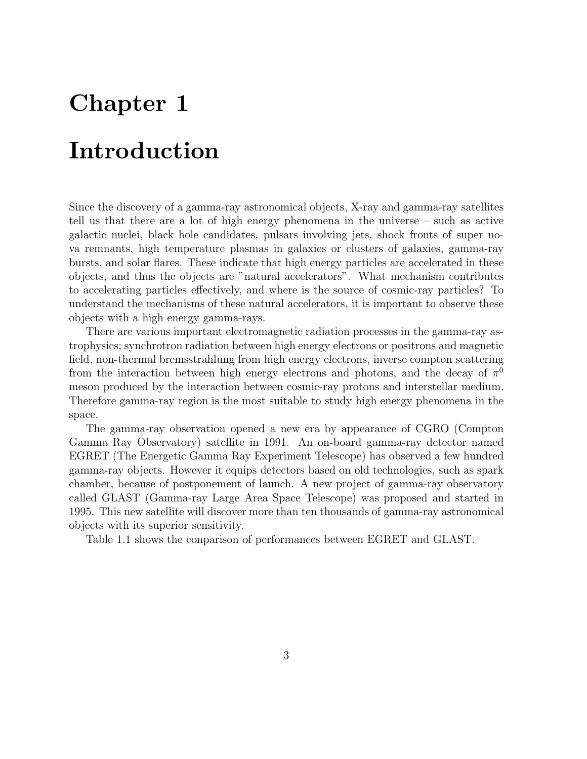# Chapter 1

# Introduction

Since the discovery of a gamma-ray astronomical objects, X-ray and gamma-ray satellites tell us that there are a lot of high energy phenomena in the universe – such as active galactic nuclei, black hole candidates, pulsars involving jets, shock fronts of super nova remnants, high temperature plasmas in galaxies or clusters of galaxies, gamma-ray bursts, and solar flares. These indicate that high energy particles are accelerated in these objects, and thus the objects are "natural accelerators". What mechanism contributes to accelerating particles effectively, and where is the source of cosmic-ray particles? To understand the mechanisms of these natural accelerators, it is important to observe these objects with a high energy gamma-rays.

There are various important electromagnetic radiation processes in the gamma-ray astrophysics; synchrotron radiation between high energy electrons or positrons and magnetic field, non-thermal bremsstrahlung from high energy electrons, inverse compton scattering from the interaction between high energy electrons and photons, and the decay of $\pi^0$ meson produced by the interaction between cosmic-ray protons and interstellar medium. Therefore gamma-ray region is the most suitable to study high energy phenomena in the space.

The gamma-ray observation opened a new era by appearance of CGRO (Compton Gamma Ray Observatory) satellite in 1991. An on-board gamma-ray detector named EGRET (The Energetic Gamma Ray Experiment Telescope) has observed a few hundred gamma-ray objects. However it equips detectors based on old technologies, such as spark chamber, because of postponement of launch. A new project of gamma-ray observatory called GLAST (Gamma-ray Large Area Space Telescope) was proposed and started in 1995. This new satellite will discover more than ten thousands of gamma-ray astronomical objects with its superior sensitivity.

Table 1.1 shows the conparison of performances between EGRET and GLAST.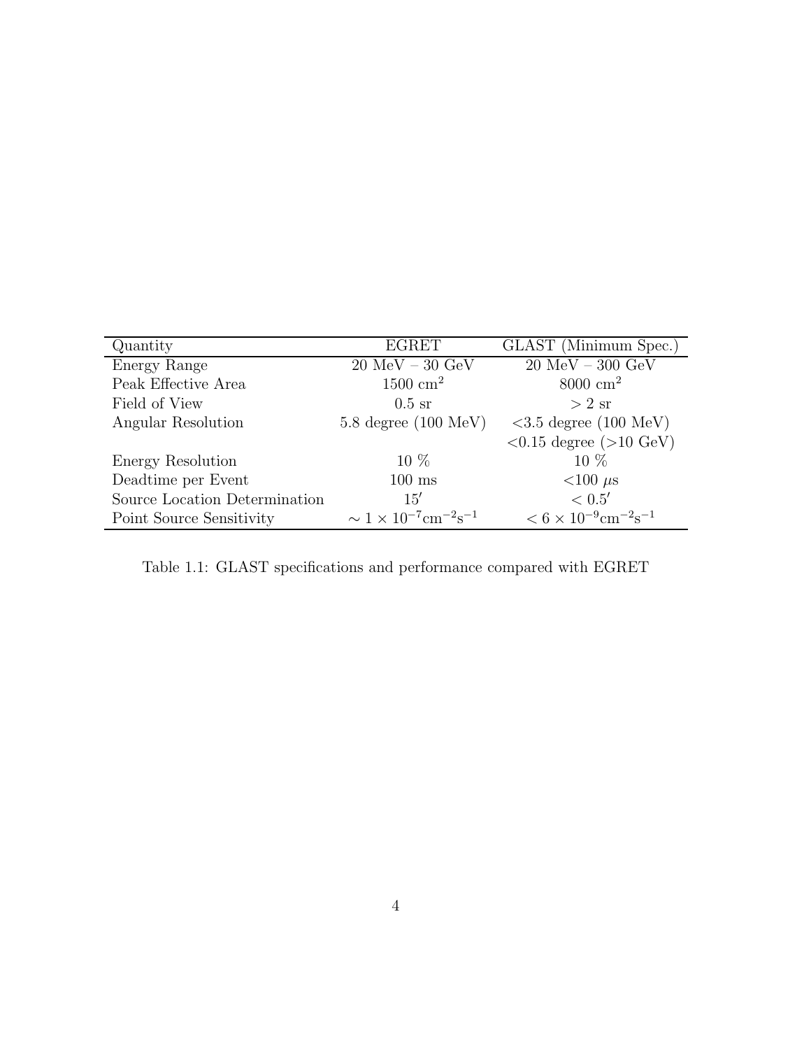| Quantity | EGRET | GLAST (Minimum Spec.) |
|---|---|---|
| Energy Range | 20 MeV – 30 GeV | 20 MeV – 300 GeV |
| Peak Effective Area | 1500 $\text{cm}^2$ | 8000 $\text{cm}^2$ |
| Field of View | 0.5 sr | $> 2$ sr |
| Angular Resolution | 5.8 degree (100 MeV) | <3.5 degree (100 MeV) |
| | | <0.15 degree (>10 GeV) |
| Energy Resolution | 10 % | 10 % |
| Deadtime per Event | 100 ms | <100 $\mu$s |
| Source Location Determination | $15'$ | $< 0.5'$ |
| Point Source Sensitivity | $\sim 1 \times 10^{-7}\text{cm}^{-2}\text{s}^{-1}$ | $< 6 \times 10^{-9}\text{cm}^{-2}\text{s}^{-1}$ |

Table 1.1: GLAST specifications and performance compared with EGRET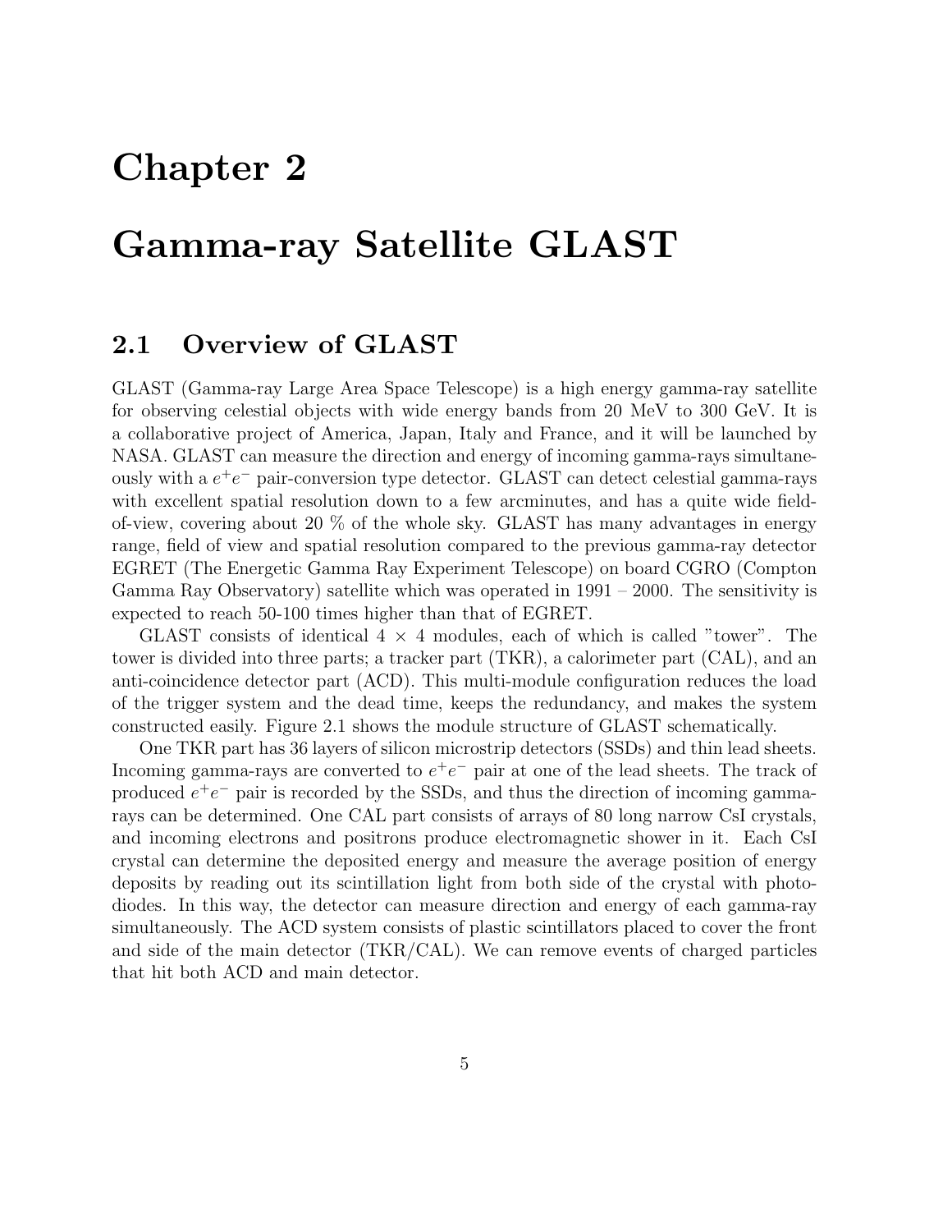# Chapter 2

# Gamma-ray Satellite GLAST

## 2.1 Overview of GLAST

GLAST (Gamma-ray Large Area Space Telescope) is a high energy gamma-ray satellite for observing celestial objects with wide energy bands from 20 MeV to 300 GeV. It is a collaborative project of America, Japan, Italy and France, and it will be launched by NASA. GLAST can measure the direction and energy of incoming gamma-rays simultaneously with a $e^+e^-$ pair-conversion type detector. GLAST can detect celestial gamma-rays with excellent spatial resolution down to a few arcminutes, and has a quite wide field-of-view, covering about 20 % of the whole sky. GLAST has many advantages in energy range, field of view and spatial resolution compared to the previous gamma-ray detector EGRET (The Energetic Gamma Ray Experiment Telescope) on board CGRO (Compton Gamma Ray Observatory) satellite which was operated in 1991 – 2000. The sensitivity is expected to reach 50-100 times higher than that of EGRET.

GLAST consists of identical 4 × 4 modules, each of which is called "tower". The tower is divided into three parts; a tracker part (TKR), a calorimeter part (CAL), and an anti-coincidence detector part (ACD). This multi-module configuration reduces the load of the trigger system and the dead time, keeps the redundancy, and makes the system constructed easily. Figure 2.1 shows the module structure of GLAST schematically.

One TKR part has 36 layers of silicon microstrip detectors (SSDs) and thin lead sheets. Incoming gamma-rays are converted to $e^+e^-$ pair at one of the lead sheets. The track of produced $e^+e^-$ pair is recorded by the SSDs, and thus the direction of incoming gamma-rays can be determined. One CAL part consists of arrays of 80 long narrow CsI crystals, and incoming electrons and positrons produce electromagnetic shower in it. Each CsI crystal can determine the deposited energy and measure the average position of energy deposits by reading out its scintillation light from both side of the crystal with photodiodes. In this way, the detector can measure direction and energy of each gamma-ray simultaneously. The ACD system consists of plastic scintillators placed to cover the front and side of the main detector (TKR/CAL). We can remove events of charged particles that hit both ACD and main detector.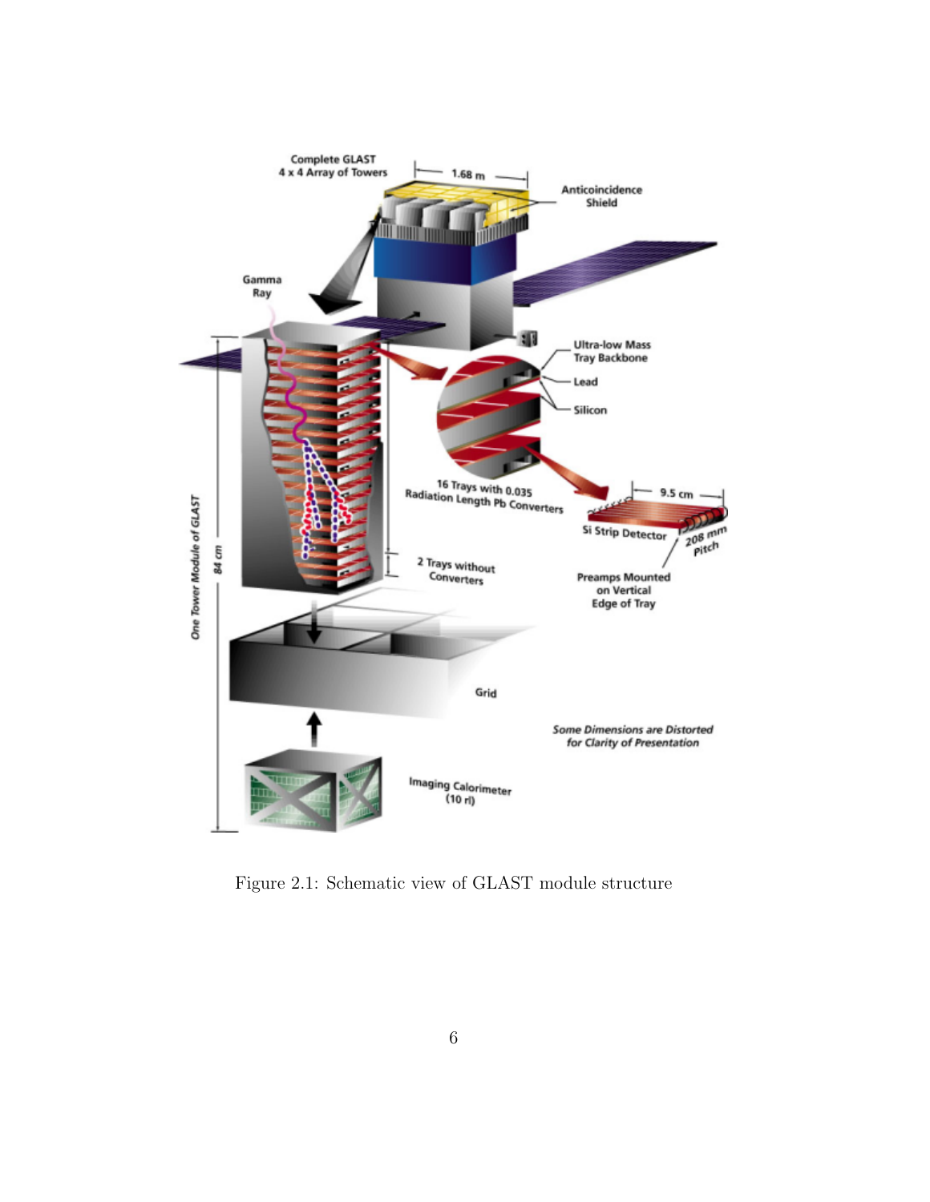Figure 2.1: Schematic view of GLAST module structure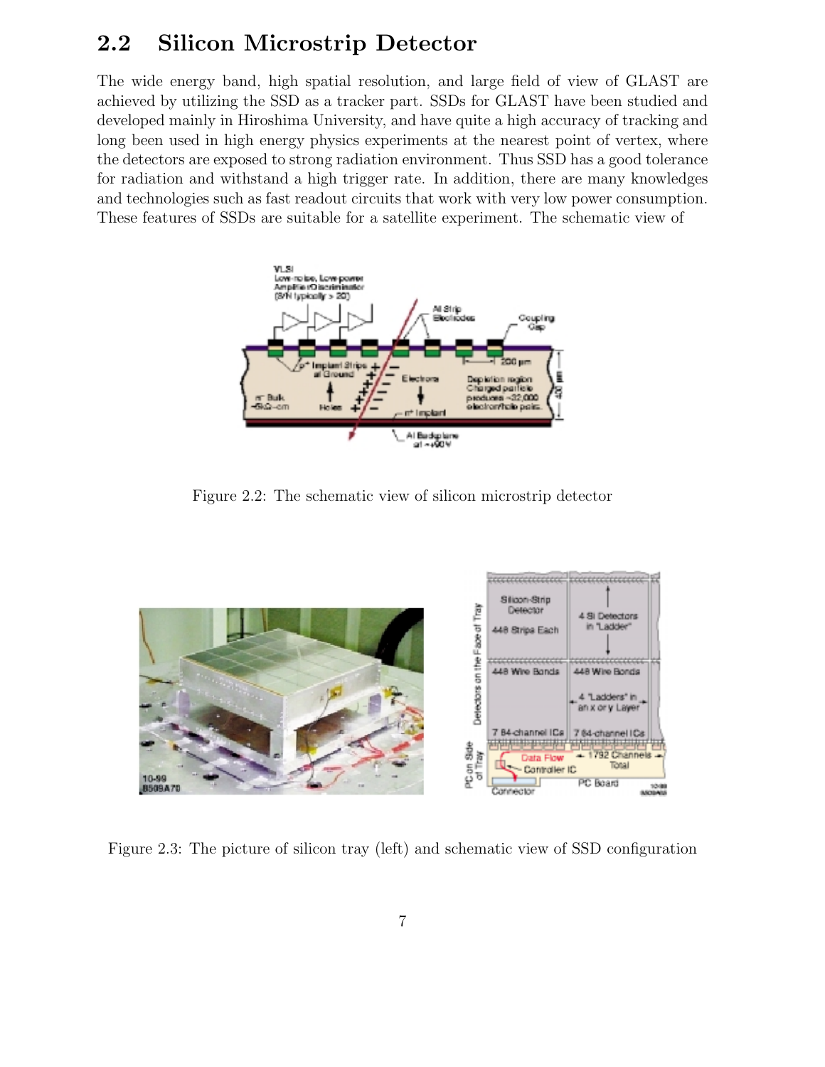## 2.2 Silicon Microstrip Detector

The wide energy band, high spatial resolution, and large field of view of GLAST are achieved by utilizing the SSD as a tracker part. SSDs for GLAST have been studied and developed mainly in Hiroshima University, and have quite a high accuracy of tracking and long been used in high energy physics experiments at the nearest point of vertex, where the detectors are exposed to strong radiation environment. Thus SSD has a good tolerance for radiation and withstand a high trigger rate. In addition, there are many knowledges and technologies such as fast readout circuits that work with very low power consumption. These features of SSDs are suitable for a satellite experiment. The schematic view of

Figure 2.2: The schematic view of silicon microstrip detector

Figure 2.3: The picture of silicon tray (left) and schematic view of SSD configuration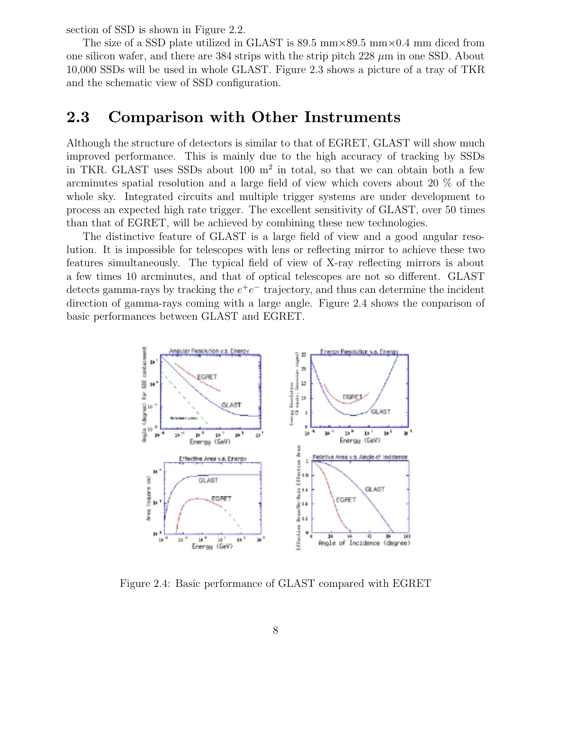section of SSD is shown in Figure 2.2.

The size of a SSD plate utilized in GLAST is 89.5 mm×89.5 mm×0.4 mm diced from one silicon wafer, and there are 384 strips with the strip pitch 228 $\mu$m in one SSD. About 10,000 SSDs will be used in whole GLAST. Figure 2.3 shows a picture of a tray of TKR and the schematic view of SSD configuration.

## 2.3 Comparison with Other Instruments

Although the structure of detectors is similar to that of EGRET, GLAST will show much improved performance. This is mainly due to the high accuracy of tracking by SSDs in TKR. GLAST uses SSDs about 100 m$^2$ in total, so that we can obtain both a few arcminutes spatial resolution and a large field of view which covers about 20 % of the whole sky. Integrated circuits and multiple trigger systems are under development to process an expected high rate trigger. The excellent sensitivity of GLAST, over 50 times than that of EGRET, will be achieved by combining these new technologies.

The distinctive feature of GLAST is a large field of view and a good angular resolution. It is impossible for telescopes with lens or reflecting mirror to achieve these two features simultaneously. The typical field of view of X-ray reflecting mirrors is about a few times 10 arcminutes, and that of optical telescopes are not so different. GLAST detects gamma-rays by tracking the $e^+e^-$ trajectory, and thus can determine the incident direction of gamma-rays coming with a large angle. Figure 2.4 shows the comparison of basic performances between GLAST and EGRET.

Figure 2.4: Basic performance of GLAST compared with EGRET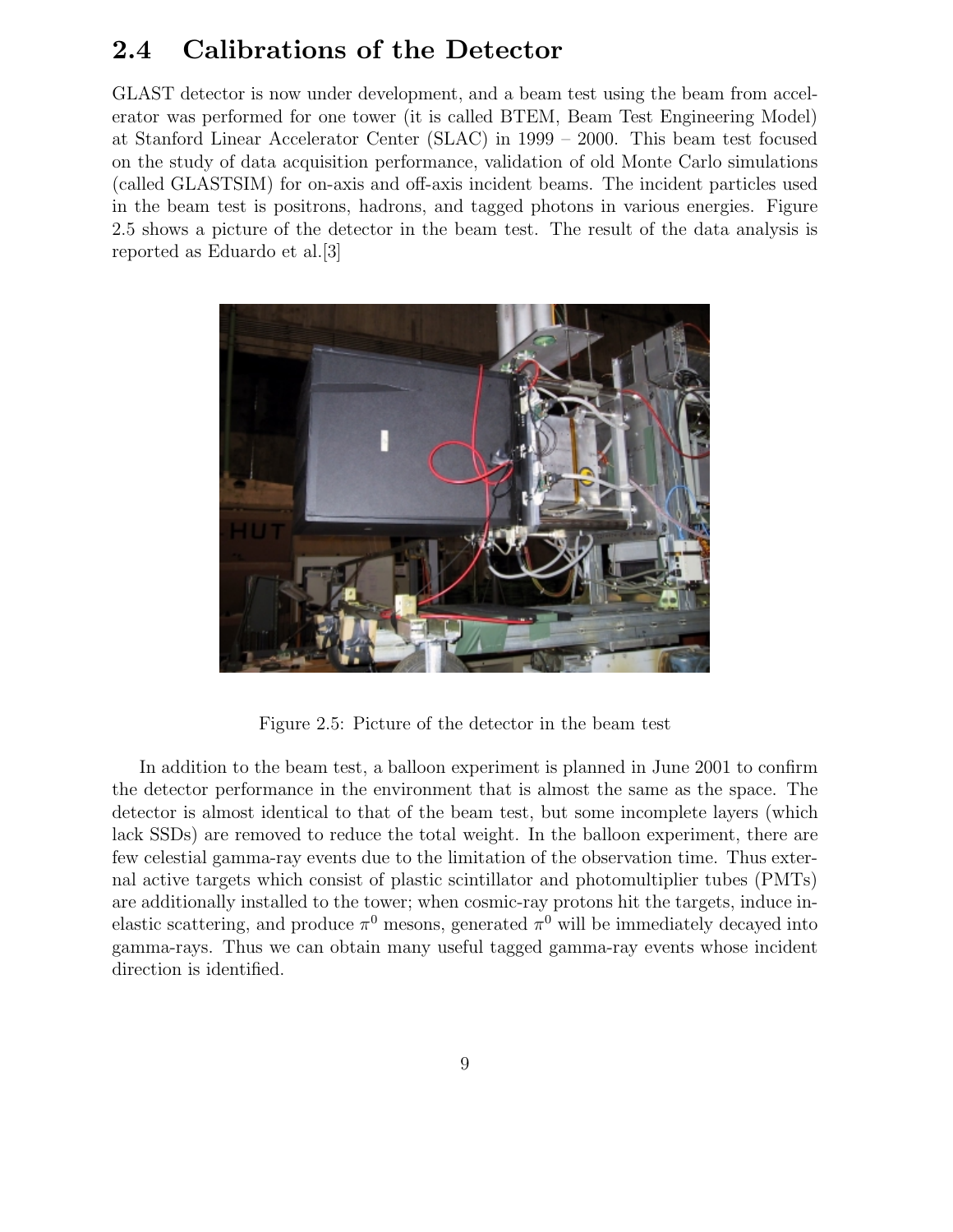## 2.4 Calibrations of the Detector

GLAST detector is now under development, and a beam test using the beam from accelerator was performed for one tower (it is called BTEM, Beam Test Engineering Model) at Stanford Linear Accelerator Center (SLAC) in 1999 – 2000. This beam test focused on the study of data acquisition performance, validation of old Monte Carlo simulations (called GLASTSIM) for on-axis and off-axis incident beams. The incident particles used in the beam test is positrons, hadrons, and tagged photons in various energies. Figure 2.5 shows a picture of the detector in the beam test. The result of the data analysis is reported as Eduardo et al.[3]

Figure 2.5: Picture of the detector in the beam test

In addition to the beam test, a balloon experiment is planned in June 2001 to confirm the detector performance in the environment that is almost the same as the space. The detector is almost identical to that of the beam test, but some incomplete layers (which lack SSDs) are removed to reduce the total weight. In the balloon experiment, there are few celestial gamma-ray events due to the limitation of the observation time. Thus external active targets which consist of plastic scintillator and photomultiplier tubes (PMTs) are additionally installed to the tower; when cosmic-ray protons hit the targets, induce inelastic scattering, and produce $\pi^0$ mesons, generated $\pi^0$ will be immediately decayed into gamma-rays. Thus we can obtain many useful tagged gamma-ray events whose incident direction is identified.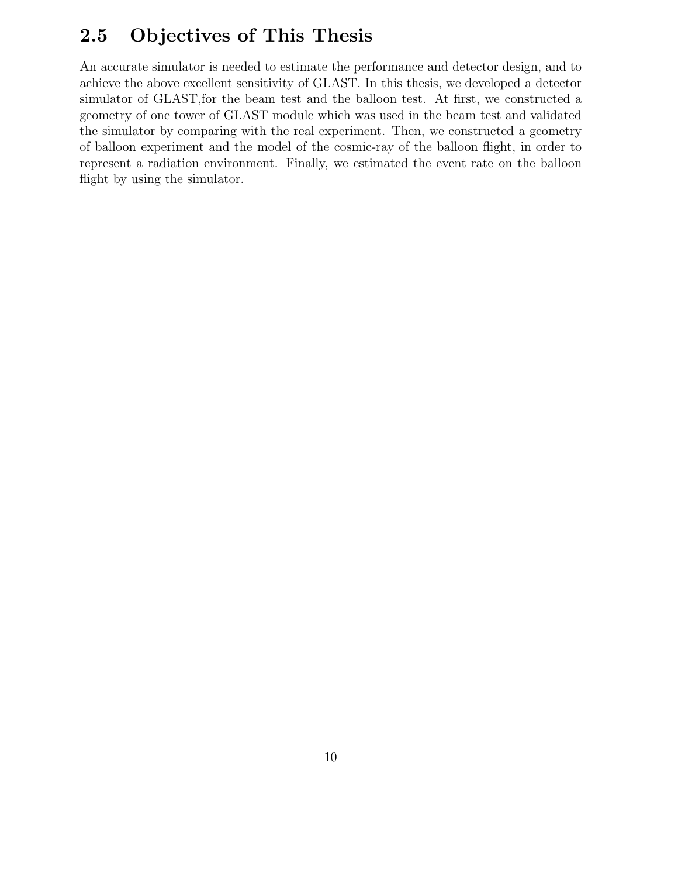## 2.5 Objectives of This Thesis

An accurate simulator is needed to estimate the performance and detector design, and to achieve the above excellent sensitivity of GLAST. In this thesis, we developed a detector simulator of GLAST,for the beam test and the balloon test. At first, we constructed a geometry of one tower of GLAST module which was used in the beam test and validated the simulator by comparing with the real experiment. Then, we constructed a geometry of balloon experiment and the model of the cosmic-ray of the balloon flight, in order to represent a radiation environment. Finally, we estimated the event rate on the balloon flight by using the simulator.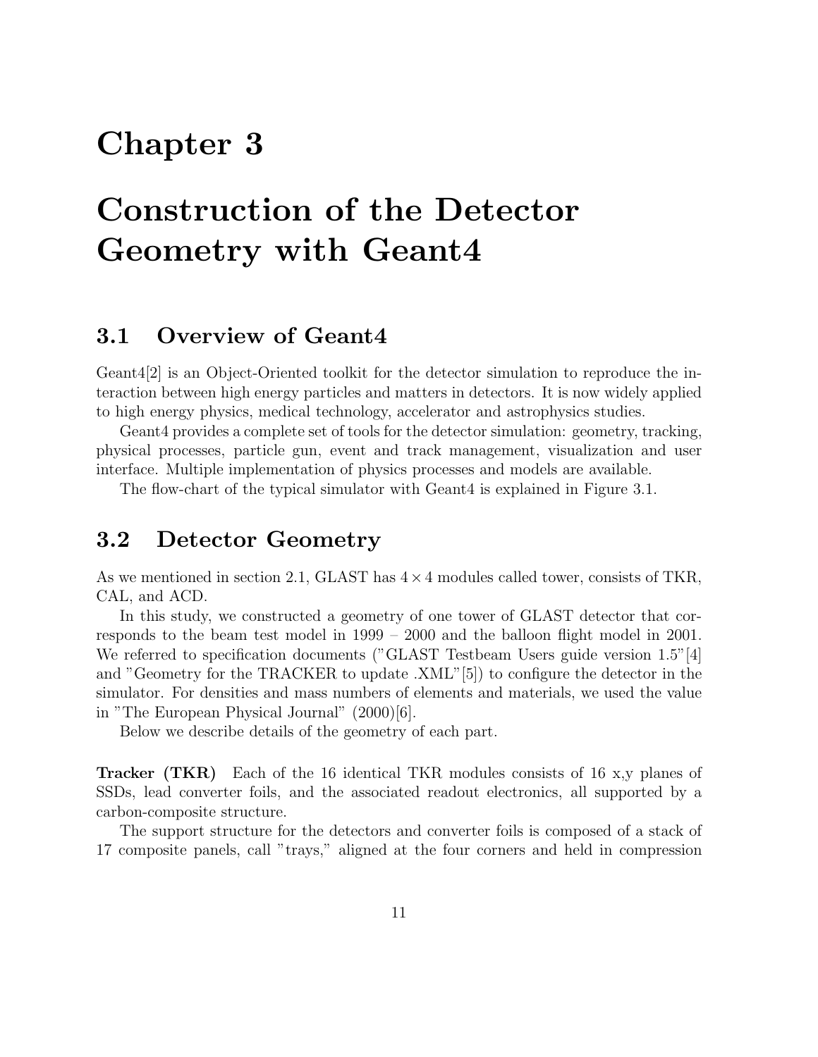# Chapter 3

# Construction of the Detector Geometry with Geant4

## 3.1 Overview of Geant4

Geant4[2] is an Object-Oriented toolkit for the detector simulation to reproduce the interaction between high energy particles and matters in detectors. It is now widely applied to high energy physics, medical technology, accelerator and astrophysics studies.

Geant4 provides a complete set of tools for the detector simulation: geometry, tracking, physical processes, particle gun, event and track management, visualization and user interface. Multiple implementation of physics processes and models are available.

The flow-chart of the typical simulator with Geant4 is explained in Figure 3.1.

## 3.2 Detector Geometry

As we mentioned in section 2.1, GLAST has $4 \times 4$ modules called tower, consists of TKR, CAL, and ACD.

In this study, we constructed a geometry of one tower of GLAST detector that corresponds to the beam test model in 1999 – 2000 and the balloon flight model in 2001. We referred to specification documents ("GLAST Testbeam Users guide version 1.5"[4] and "Geometry for the TRACKER to update .XML"[5]) to configure the detector in the simulator. For densities and mass numbers of elements and materials, we used the value in "The European Physical Journal" (2000)[6].

Below we describe details of the geometry of each part.

**Tracker (TKR)** Each of the 16 identical TKR modules consists of 16 x,y planes of SSDs, lead converter foils, and the associated readout electronics, all supported by a carbon-composite structure.

The support structure for the detectors and converter foils is composed of a stack of 17 composite panels, call "trays," aligned at the four corners and held in compression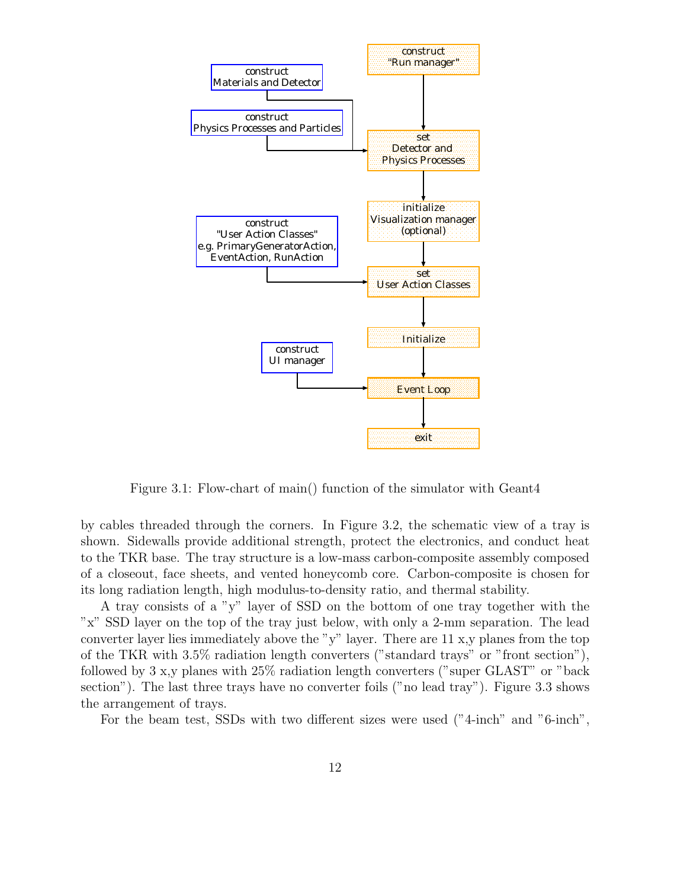Figure 3.1: Flow-chart of main() function of the simulator with Geant4

by cables threaded through the corners. In Figure 3.2, the schematic view of a tray is shown. Sidewalls provide additional strength, protect the electronics, and conduct heat to the TKR base. The tray structure is a low-mass carbon-composite assembly composed of a closeout, face sheets, and vented honeycomb core. Carbon-composite is chosen for its long radiation length, high modulus-to-density ratio, and thermal stability.

A tray consists of a "y" layer of SSD on the bottom of one tray together with the "x" SSD layer on the top of the tray just below, with only a 2-mm separation. The lead converter layer lies immediately above the "y" layer. There are 11 x,y planes from the top of the TKR with 3.5% radiation length converters ("standard trays" or "front section"), followed by 3 x,y planes with 25% radiation length converters ("super GLAST" or "back section"). The last three trays have no converter foils ("no lead tray"). Figure 3.3 shows the arrangement of trays.

For the beam test, SSDs with two different sizes were used ("4-inch" and "6-inch",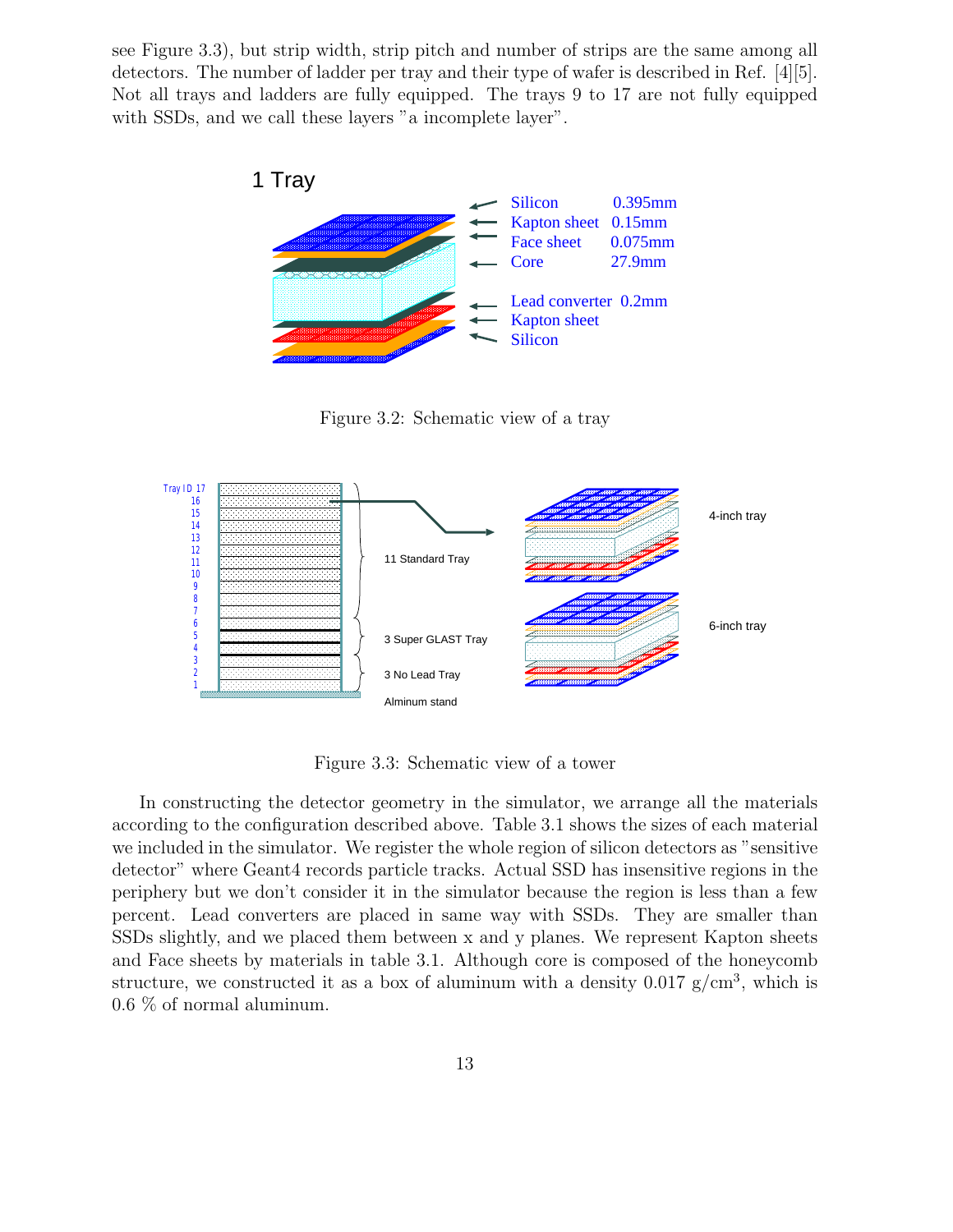see Figure 3.3), but strip width, strip pitch and number of strips are the same among all detectors. The number of ladder per tray and their type of wafer is described in Ref. [4][5]. Not all trays and ladders are fully equipped. The trays 9 to 17 are not fully equipped with SSDs, and we call these layers "a incomplete layer".

Figure 3.2: Schematic view of a tray

Figure 3.3: Schematic view of a tower

In constructing the detector geometry in the simulator, we arrange all the materials according to the configuration described above. Table 3.1 shows the sizes of each material we included in the simulator. We register the whole region of silicon detectors as "sensitive detector" where Geant4 records particle tracks. Actual SSD has insensitive regions in the periphery but we don't consider it in the simulator because the region is less than a few percent. Lead converters are placed in same way with SSDs. They are smaller than SSDs slightly, and we placed them between x and y planes. We represent Kapton sheets and Face sheets by materials in table 3.1. Although core is composed of the honeycomb structure, we constructed it as a box of aluminum with a density 0.017 g/cm$^3$, which is 0.6 % of normal aluminum.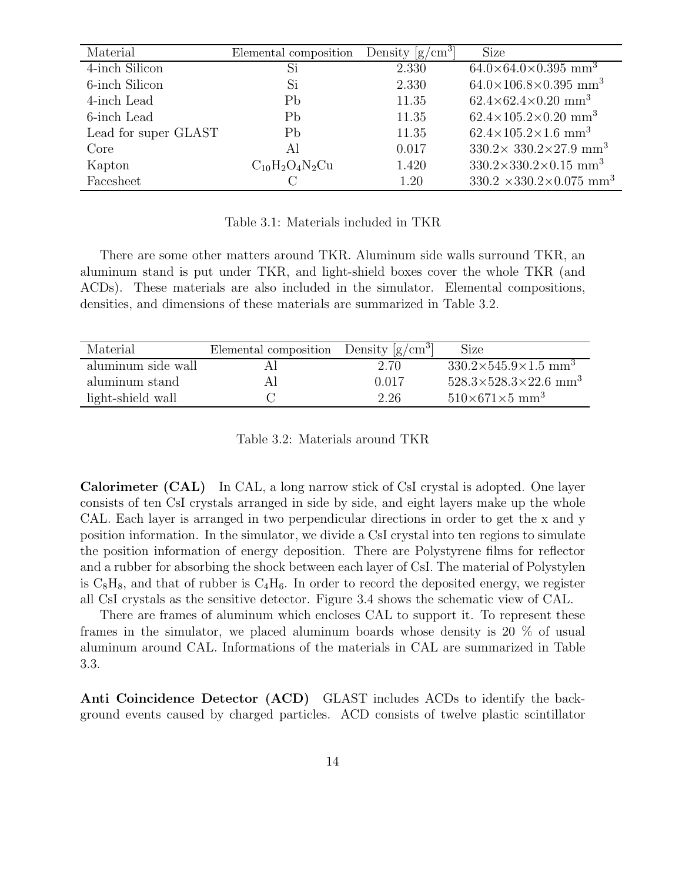| Material | Elemental composition | Density [g/cm$^3$] | Size |
|---|---|---|---|
| 4-inch Silicon | Si | 2.330 | $64.0\times64.0\times0.395$ mm$^3$ |
| 6-inch Silicon | Si | 2.330 | $64.0\times106.8\times0.395$ mm$^3$ |
| 4-inch Lead | Pb | 11.35 | $62.4\times62.4\times0.20$ mm$^3$ |
| 6-inch Lead | Pb | 11.35 | $62.4\times105.2\times0.20$ mm$^3$ |
| Lead for super GLAST | Pb | 11.35 | $62.4\times105.2\times1.6$ mm$^3$ |
| Core | Al | 0.017 | $330.2\times$ $330.2\times27.9$ mm$^3$ |
| Kapton | $C_{10}H_2O_4N_2Cu$ | 1.420 | $330.2\times330.2\times0.15$ mm$^3$ |
| Facesheet | C | 1.20 | $330.2$ $\times330.2\times0.075$ mm$^3$ |

Table 3.1: Materials included in TKR

There are some other matters around TKR. Aluminum side walls surround TKR, an aluminum stand is put under TKR, and light-shield boxes cover the whole TKR (and ACDs). These materials are also included in the simulator. Elemental compositions, densities, and dimensions of these materials are summarized in Table 3.2.

| Material | Elemental composition | Density [g/cm$^3$] | Size |
|---|---|---|---|
| aluminum side wall | Al | 2.70 | $330.2\times545.9\times1.5$ mm$^3$ |
| aluminum stand | Al | 0.017 | $528.3\times528.3\times22.6$ mm$^3$ |
| light-shield wall | C | 2.26 | $510\times671\times5$ mm$^3$ |

Table 3.2: Materials around TKR

**Calorimeter (CAL)** In CAL, a long narrow stick of CsI crystal is adopted. One layer consists of ten CsI crystals arranged in side by side, and eight layers make up the whole CAL. Each layer is arranged in two perpendicular directions in order to get the x and y position information. In the simulator, we divide a CsI crystal into ten regions to simulate the position information of energy deposition. There are Polystyrene films for reflector and a rubber for absorbing the shock between each layer of CsI. The material of Polystylen is $C_8H_8$, and that of rubber is $C_4H_6$. In order to record the deposited energy, we register all CsI crystals as the sensitive detector. Figure 3.4 shows the schematic view of CAL.

There are frames of aluminum which encloses CAL to support it. To represent these frames in the simulator, we placed aluminum boards whose density is 20 % of usual aluminum around CAL. Informations of the materials in CAL are summarized in Table 3.3.

**Anti Coincidence Detector (ACD)** GLAST includes ACDs to identify the background events caused by charged particles. ACD consists of twelve plastic scintillator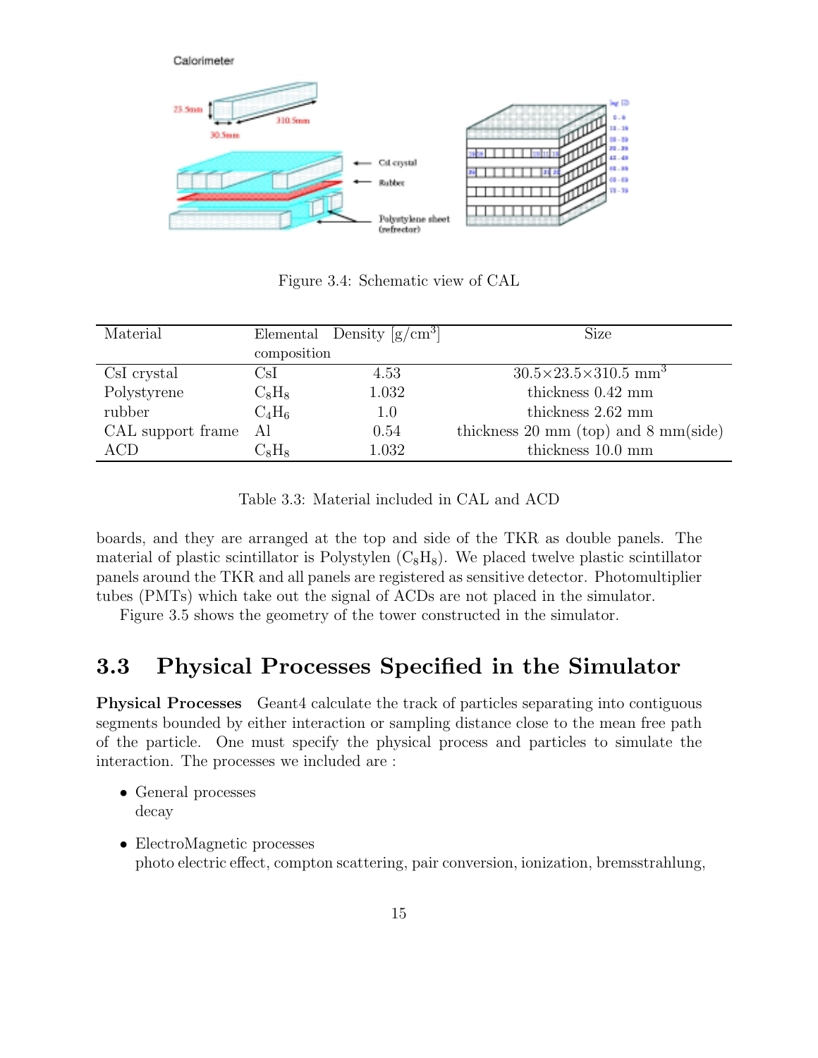Figure 3.4: Schematic view of CAL

| Material | Elemental composition | Density [g/cm$^3$] | Size |
|---|---|---|---|
| CsI crystal | CsI | 4.53 | $30.5 \times 23.5 \times 310.5$ mm$^3$ |
| Polystyrene | $C_8H_8$ | 1.032 | thickness 0.42 mm |
| rubber | $C_4H_6$ | 1.0 | thickness 2.62 mm |
| CAL support frame | Al | 0.54 | thickness 20 mm (top) and 8 mm(side) |
| ACD | $C_8H_8$ | 1.032 | thickness 10.0 mm |

Table 3.3: Material included in CAL and ACD

boards, and they are arranged at the top and side of the TKR as double panels. The material of plastic scintillator is Polystylen ($C_8H_8$). We placed twelve plastic scintillator panels around the TKR and all panels are registered as sensitive detector. Photomultiplier tubes (PMTs) which take out the signal of ACDs are not placed in the simulator.

Figure 3.5 shows the geometry of the tower constructed in the simulator.

## 3.3 Physical Processes Specified in the Simulator

**Physical Processes** Geant4 calculate the track of particles separating into contiguous segments bounded by either interaction or sampling distance close to the mean free path of the particle. One must specify the physical process and particles to simulate the interaction. The processes we included are :

- General processes
  decay
- ElectroMagnetic processes
  photo electric effect, compton scattering, pair conversion, ionization, bremsstrahlung,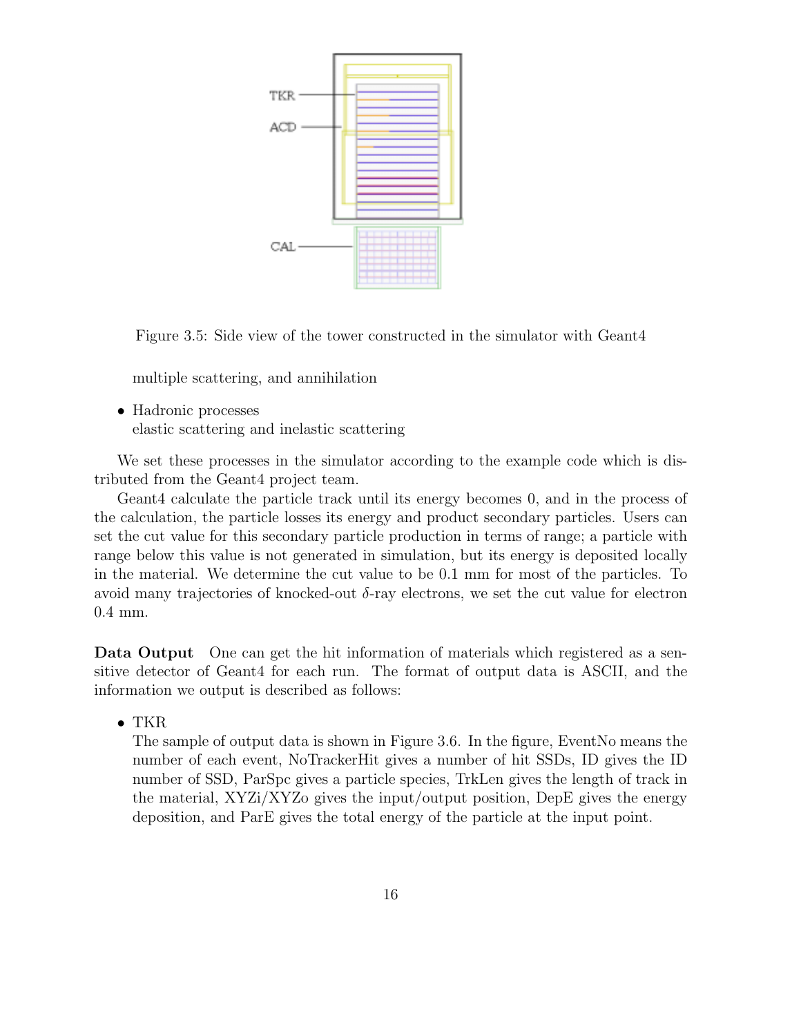Figure 3.5: Side view of the tower constructed in the simulator with Geant4

multiple scattering, and annihilation

- Hadronic processes
  elastic scattering and inelastic scattering

We set these processes in the simulator according to the example code which is distributed from the Geant4 project team.

Geant4 calculate the particle track until its energy becomes 0, and in the process of the calculation, the particle losses its energy and product secondary particles. Users can set the cut value for this secondary particle production in terms of range; a particle with range below this value is not generated in simulation, but its energy is deposited locally in the material. We determine the cut value to be 0.1 mm for most of the particles. To avoid many trajectories of knocked-out $\delta$-ray electrons, we set the cut value for electron 0.4 mm.

**Data Output** One can get the hit information of materials which registered as a sensitive detector of Geant4 for each run. The format of output data is ASCII, and the information we output is described as follows:

- TKR
  The sample of output data is shown in Figure 3.6. In the figure, EventNo means the number of each event, NoTrackerHit gives a number of hit SSDs, ID gives the ID number of SSD, ParSpc gives a particle species, TrkLen gives the length of track in the material, XYZi/XYZo gives the input/output position, DepE gives the energy deposition, and ParE gives the total energy of the particle at the input point.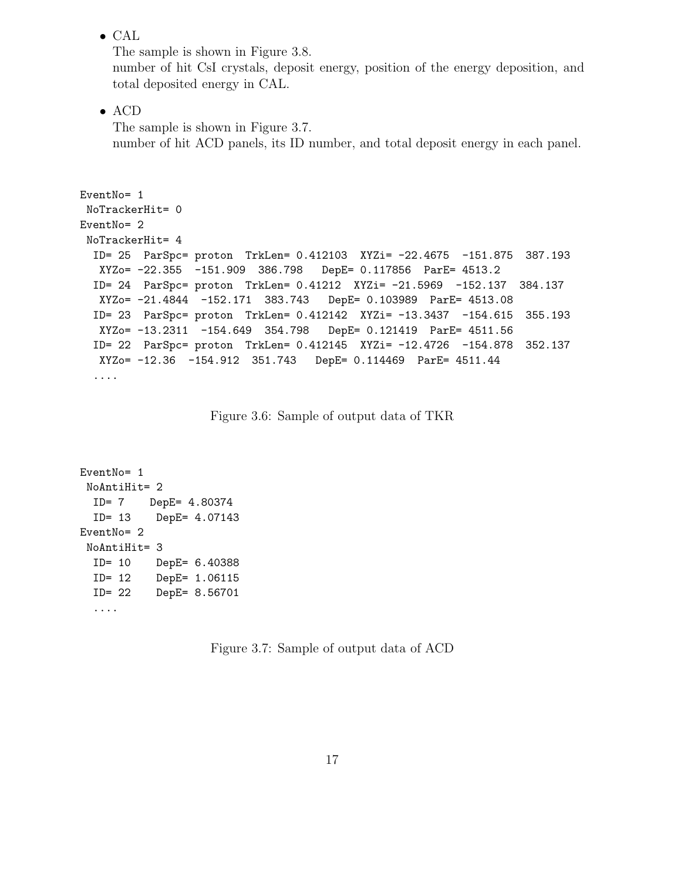- CAL
  The sample is shown in Figure 3.8.
  number of hit CsI crystals, deposit energy, position of the energy deposition, and total deposited energy in CAL.

- ACD
  The sample is shown in Figure 3.7.
  number of hit ACD panels, its ID number, and total deposit energy in each panel.

```
EventNo= 1
 NoTrackerHit= 0
EventNo= 2
 NoTrackerHit= 4
  ID= 25  ParSpc= proton  TrkLen= 0.412103  XYZi= -22.4675  -151.875  387.193
   XYZo= -22.355  -151.909  386.798   DepE= 0.117856  ParE= 4513.2
  ID= 24  ParSpc= proton  TrkLen= 0.41212  XYZi= -21.5969  -152.137  384.137
   XYZo= -21.4844  -152.171  383.743   DepE= 0.103989  ParE= 4513.08
  ID= 23  ParSpc= proton  TrkLen= 0.412142  XYZi= -13.3437  -154.615  355.193
   XYZo= -13.2311  -154.649  354.798   DepE= 0.121419  ParE= 4511.56
  ID= 22  ParSpc= proton  TrkLen= 0.412145  XYZi= -12.4726  -154.878  352.137
   XYZo= -12.36  -154.912  351.743   DepE= 0.114469  ParE= 4511.44
  ....
```

Figure 3.6: Sample of output data of TKR

```
EventNo= 1
 NoAntiHit= 2
  ID= 7    DepE= 4.80374
  ID= 13    DepE= 4.07143
EventNo= 2
 NoAntiHit= 3
  ID= 10    DepE= 6.40388
  ID= 12    DepE= 1.06115
  ID= 22    DepE= 8.56701
  ....
```

Figure 3.7: Sample of output data of ACD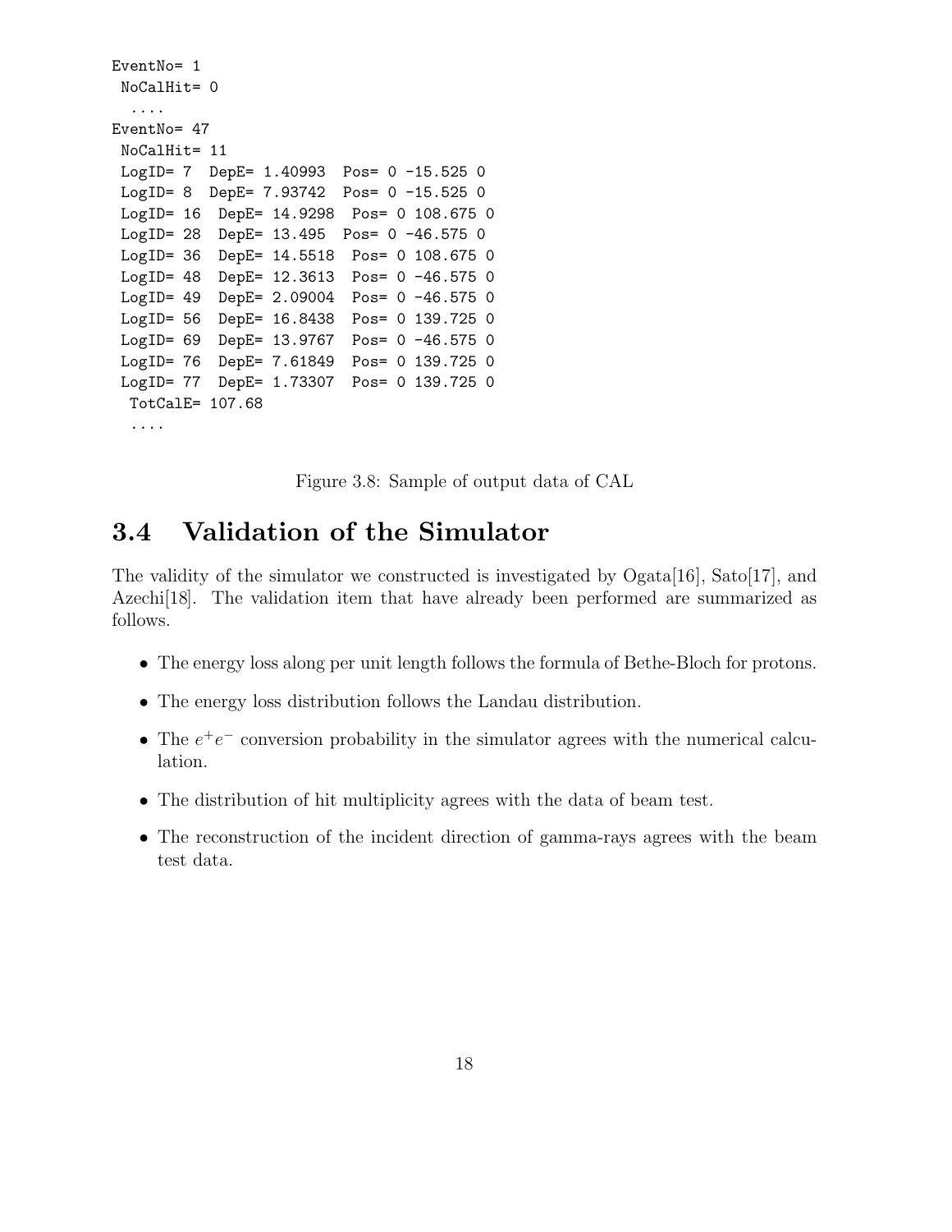```
EventNo= 1
 NoCalHit= 0
  ....
EventNo= 47
 NoCalHit= 11
 LogID= 7  DepE= 1.40993  Pos= 0 -15.525 0
 LogID= 8  DepE= 7.93742  Pos= 0 -15.525 0
 LogID= 16  DepE= 14.9298  Pos= 0 108.675 0
 LogID= 28  DepE= 13.495  Pos= 0 -46.575 0
 LogID= 36  DepE= 14.5518  Pos= 0 108.675 0
 LogID= 48  DepE= 12.3613  Pos= 0 -46.575 0
 LogID= 49  DepE= 2.09004  Pos= 0 -46.575 0
 LogID= 56  DepE= 16.8438  Pos= 0 139.725 0
 LogID= 69  DepE= 13.9767  Pos= 0 -46.575 0
 LogID= 76  DepE= 7.61849  Pos= 0 139.725 0
 LogID= 77  DepE= 1.73307  Pos= 0 139.725 0
  TotCalE= 107.68
  ....
```

Figure 3.8: Sample of output data of CAL

## 3.4 Validation of the Simulator

The validity of the simulator we constructed is investigated by Ogata[16], Sato[17], and Azechi[18]. The validation item that have already been performed are summarized as follows.

- The energy loss along per unit length follows the formula of Bethe-Bloch for protons.
- The energy loss distribution follows the Landau distribution.
- The $e^+e^-$ conversion probability in the simulator agrees with the numerical calculation.
- The distribution of hit multiplicity agrees with the data of beam test.
- The reconstruction of the incident direction of gamma-rays agrees with the beam test data.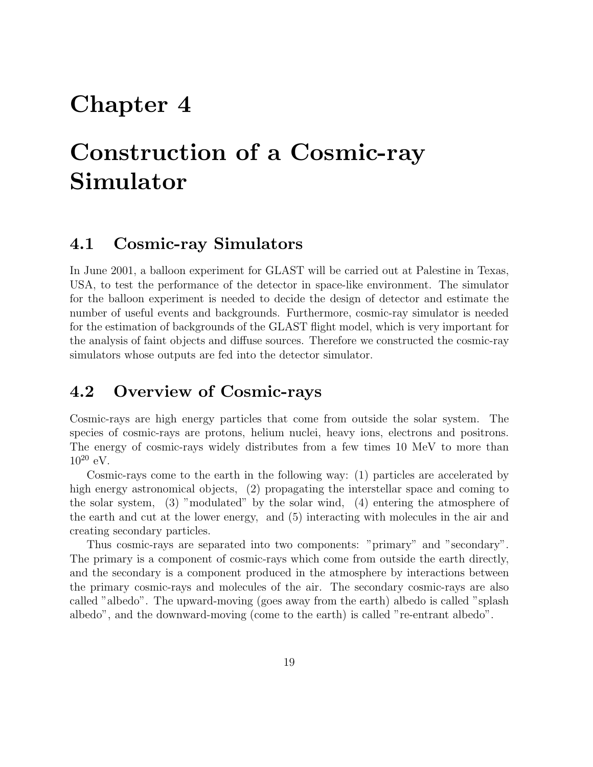# Chapter 4

# Construction of a Cosmic-ray Simulator

## 4.1 Cosmic-ray Simulators

In June 2001, a balloon experiment for GLAST will be carried out at Palestine in Texas, USA, to test the performance of the detector in space-like environment. The simulator for the balloon experiment is needed to decide the design of detector and estimate the number of useful events and backgrounds. Furthermore, cosmic-ray simulator is needed for the estimation of backgrounds of the GLAST flight model, which is very important for the analysis of faint objects and diffuse sources. Therefore we constructed the cosmic-ray simulators whose outputs are fed into the detector simulator.

## 4.2 Overview of Cosmic-rays

Cosmic-rays are high energy particles that come from outside the solar system. The species of cosmic-rays are protons, helium nuclei, heavy ions, electrons and positrons. The energy of cosmic-rays widely distributes from a few times 10 MeV to more than $10^{20}$ eV.

Cosmic-rays come to the earth in the following way: (1) particles are accelerated by high energy astronomical objects, (2) propagating the interstellar space and coming to the solar system, (3) "modulated" by the solar wind, (4) entering the atmosphere of the earth and cut at the lower energy, and (5) interacting with molecules in the air and creating secondary particles.

Thus cosmic-rays are separated into two components: "primary" and "secondary". The primary is a component of cosmic-rays which come from outside the earth directly, and the secondary is a component produced in the atmosphere by interactions between the primary cosmic-rays and molecules of the air. The secondary cosmic-rays are also called "albedo". The upward-moving (goes away from the earth) albedo is called "splash albedo", and the downward-moving (come to the earth) is called "re-entrant albedo".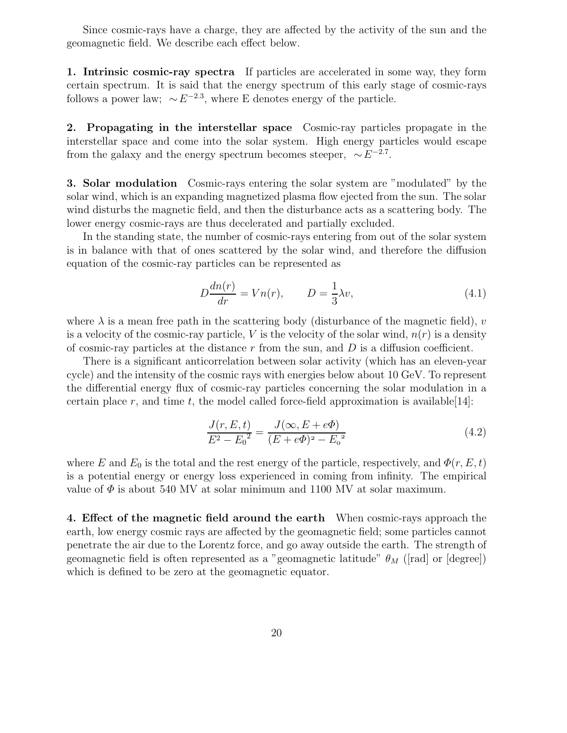Since cosmic-rays have a charge, they are affected by the activity of the sun and the geomagnetic field. We describe each effect below.

**1. Intrinsic cosmic-ray spectra** If particles are accelerated in some way, they form certain spectrum. It is said that the energy spectrum of this early stage of cosmic-rays follows a power law; $\sim E^{-2.3}$, where E denotes energy of the particle.

**2. Propagating in the interstellar space** Cosmic-ray particles propagate in the interstellar space and come into the solar system. High energy particles would escape from the galaxy and the energy spectrum becomes steeper, $\sim E^{-2.7}$.

**3. Solar modulation** Cosmic-rays entering the solar system are "modulated" by the solar wind, which is an expanding magnetized plasma flow ejected from the sun. The solar wind disturbs the magnetic field, and then the disturbance acts as a scattering body. The lower energy cosmic-rays are thus decelerated and partially excluded.

In the standing state, the number of cosmic-rays entering from out of the solar system is in balance with that of ones scattered by the solar wind, and therefore the diffusion equation of the cosmic-ray particles can be represented as

$$D\frac{dn(r)}{dr} = Vn(r), \qquad D = \frac{1}{3}\lambda v, \tag{4.1}$$

where $\lambda$ is a mean free path in the scattering body (disturbance of the magnetic field), $v$ is a velocity of the cosmic-ray particle, $V$ is the velocity of the solar wind, $n(r)$ is a density of cosmic-ray particles at the distance $r$ from the sun, and $D$ is a diffusion coefficient.

There is a significant anticorrelation between solar activity (which has an eleven-year cycle) and the intensity of the cosmic rays with energies below about 10 GeV. To represent the differential energy flux of cosmic-ray particles concerning the solar modulation in a certain place $r$, and time $t$, the model called force-field approximation is available[14]:

$$\frac{J(r, E, t)}{E^2 - {E_0}^2} = \frac{J(\infty, E + e\Phi)}{(E + e\Phi)^2 - {E_0}^2} \tag{4.2}$$

where $E$ and $E_0$ is the total and the rest energy of the particle, respectively, and $\Phi(r, E, t)$ is a potential energy or energy loss experienced in coming from infinity. The empirical value of $\Phi$ is about 540 MV at solar minimum and 1100 MV at solar maximum.

**4. Effect of the magnetic field around the earth** When cosmic-rays approach the earth, low energy cosmic rays are affected by the geomagnetic field; some particles cannot penetrate the air due to the Lorentz force, and go away outside the earth. The strength of geomagnetic field is often represented as a "geomagnetic latitude" $\theta_M$ ([rad] or [degree]) which is defined to be zero at the geomagnetic equator.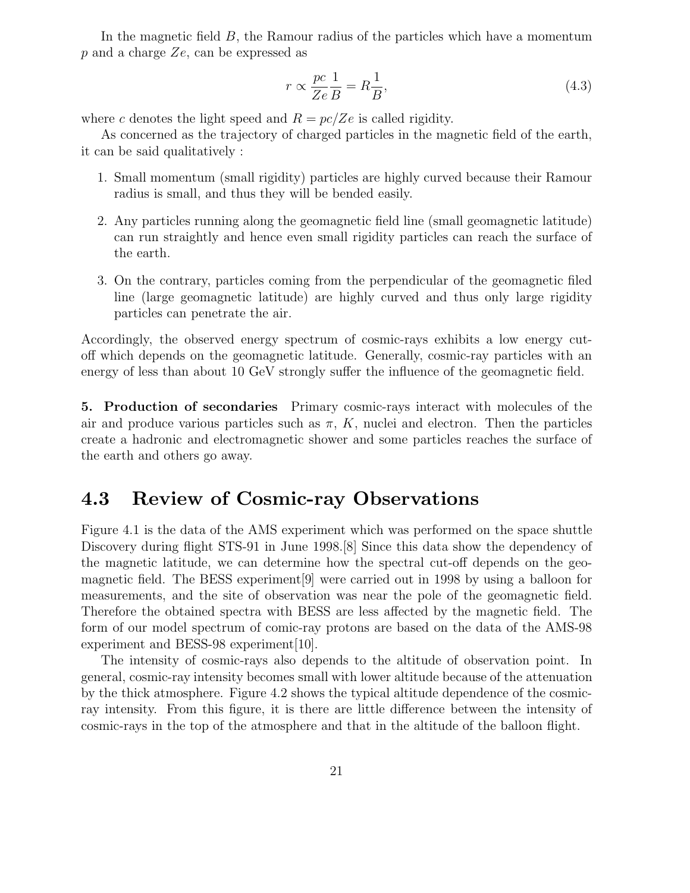In the magnetic field $B$, the Ramour radius of the particles which have a momentum $p$ and a charge $Ze$, can be expressed as

$$r \propto \frac{pc}{Ze}\frac{1}{B} = R\frac{1}{B}, \tag{4.3}$$

where $c$ denotes the light speed and $R = pc/Ze$ is called rigidity.

As concerned as the trajectory of charged particles in the magnetic field of the earth, it can be said qualitatively :

1. Small momentum (small rigidity) particles are highly curved because their Ramour radius is small, and thus they will be bended easily.
2. Any particles running along the geomagnetic field line (small geomagnetic latitude) can run straightly and hence even small rigidity particles can reach the surface of the earth.
3. On the contrary, particles coming from the perpendicular of the geomagnetic filed line (large geomagnetic latitude) are highly curved and thus only large rigidity particles can penetrate the air.

Accordingly, the observed energy spectrum of cosmic-rays exhibits a low energy cut-off which depends on the geomagnetic latitude. Generally, cosmic-ray particles with an energy of less than about 10 GeV strongly suffer the influence of the geomagnetic field.

**5. Production of secondaries** Primary cosmic-rays interact with molecules of the air and produce various particles such as $\pi$, $K$, nuclei and electron. Then the particles create a hadronic and electromagnetic shower and some particles reaches the surface of the earth and others go away.

## 4.3 Review of Cosmic-ray Observations

Figure 4.1 is the data of the AMS experiment which was performed on the space shuttle Discovery during flight STS-91 in June 1998.[8] Since this data show the dependency of the magnetic latitude, we can determine how the spectral cut-off depends on the geomagnetic field. The BESS experiment[9] were carried out in 1998 by using a balloon for measurements, and the site of observation was near the pole of the geomagnetic field. Therefore the obtained spectra with BESS are less affected by the magnetic field. The form of our model spectrum of comic-ray protons are based on the data of the AMS-98 experiment and BESS-98 experiment[10].

The intensity of cosmic-rays also depends to the altitude of observation point. In general, cosmic-ray intensity becomes small with lower altitude because of the attenuation by the thick atmosphere. Figure 4.2 shows the typical altitude dependence of the cosmic-ray intensity. From this figure, it is there are little difference between the intensity of cosmic-rays in the top of the atmosphere and that in the altitude of the balloon flight.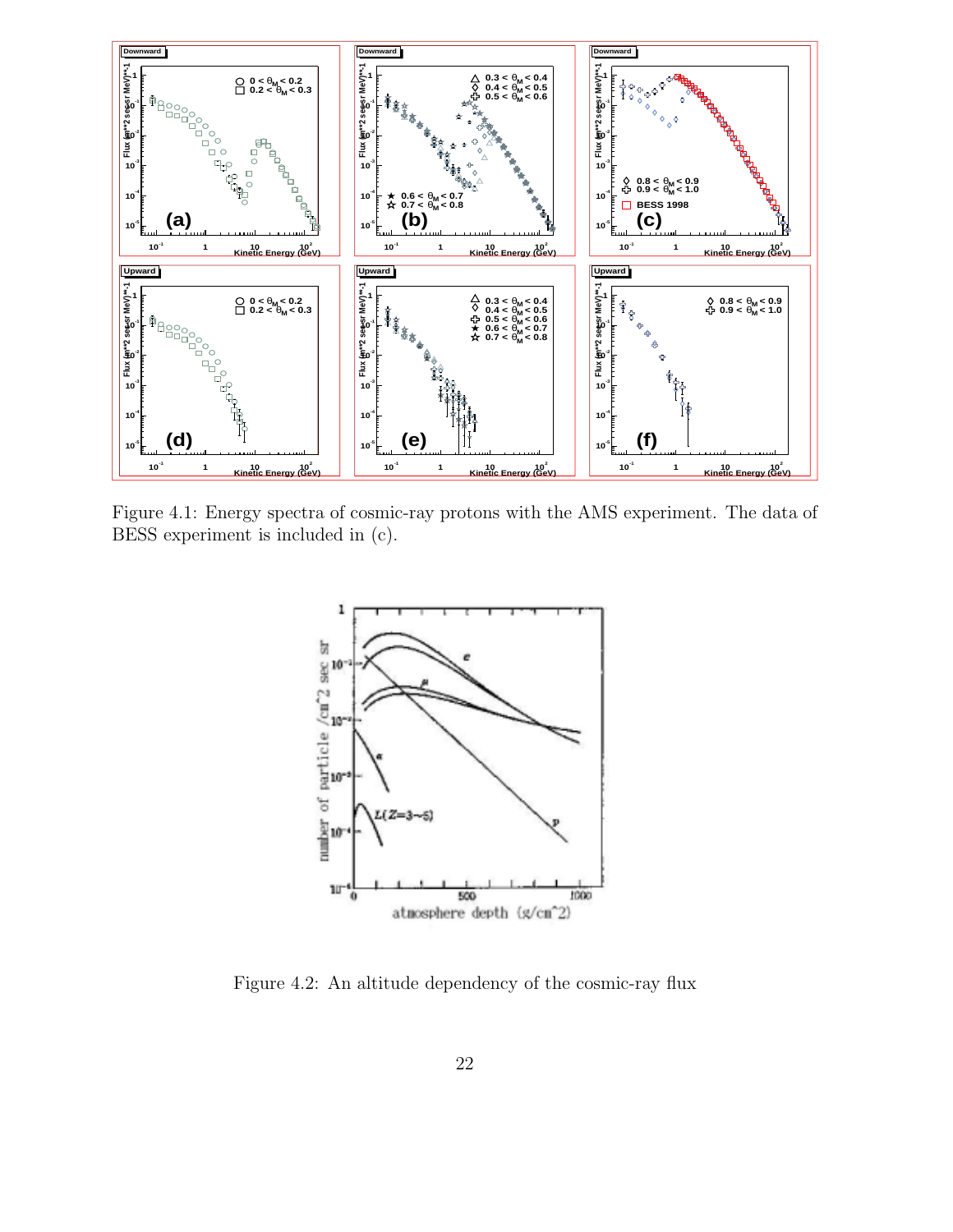Figure 4.1: Energy spectra of cosmic-ray protons with the AMS experiment. The data of BESS experiment is included in (c).

Figure 4.2: An altitude dependency of the cosmic-ray flux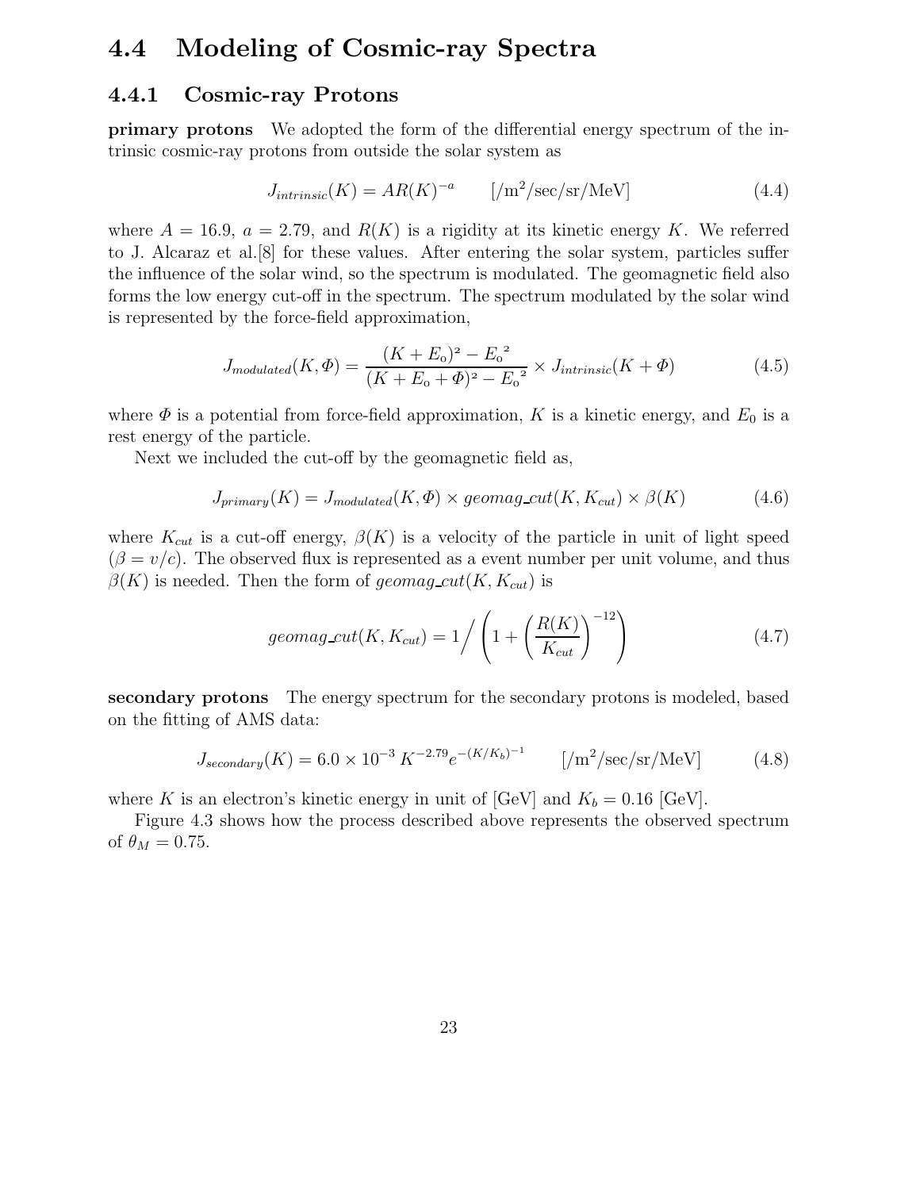## 4.4 Modeling of Cosmic-ray Spectra

### 4.4.1 Cosmic-ray Protons

**primary protons** We adopted the form of the differential energy spectrum of the intrinsic cosmic-ray protons from outside the solar system as

$$J_{intrinsic}(K) = AR(K)^{-a} \qquad [/\mathrm{m}^2/\mathrm{sec}/\mathrm{sr}/\mathrm{MeV}] \tag{4.4}$$

where $A = 16.9$, $a = 2.79$, and $R(K)$ is a rigidity at its kinetic energy $K$. We referred to J. Alcaraz et al.[8] for these values. After entering the solar system, particles suffer the influence of the solar wind, so the spectrum is modulated. The geomagnetic field also forms the low energy cut-off in the spectrum. The spectrum modulated by the solar wind is represented by the force-field approximation,

$$J_{modulated}(K, \Phi) = \frac{(K + E_0)^2 - {E_0}^2}{(K + E_0 + \Phi)^2 - {E_0}^2} \times J_{intrinsic}(K + \Phi) \tag{4.5}$$

where $\Phi$ is a potential from force-field approximation, $K$ is a kinetic energy, and $E_0$ is a rest energy of the particle.

Next we included the cut-off by the geomagnetic field as,

$$J_{primary}(K) = J_{modulated}(K, \Phi) \times geomag\_cut(K, K_{cut}) \times \beta(K) \tag{4.6}$$

where $K_{cut}$ is a cut-off energy, $\beta(K)$ is a velocity of the particle in unit of light speed ($\beta = v/c$). The observed flux is represented as a event number per unit volume, and thus $\beta(K)$ is needed. Then the form of $geomag\_cut(K, K_{cut})$ is

$$geomag\_cut(K, K_{cut}) = 1 \bigg/ \left(1 + \left(\frac{R(K)}{K_{cut}}\right)^{-12}\right) \tag{4.7}$$

**secondary protons** The energy spectrum for the secondary protons is modeled, based on the fitting of AMS data:

$$J_{secondary}(K) = 6.0 \times 10^{-3}\, K^{-2.79} e^{-(K/K_b)^{-1}} \qquad [/\mathrm{m}^2/\mathrm{sec}/\mathrm{sr}/\mathrm{MeV}] \tag{4.8}$$

where $K$ is an electron's kinetic energy in unit of [GeV] and $K_b = 0.16$ [GeV].

Figure 4.3 shows how the process described above represents the observed spectrum of $\theta_M = 0.75$.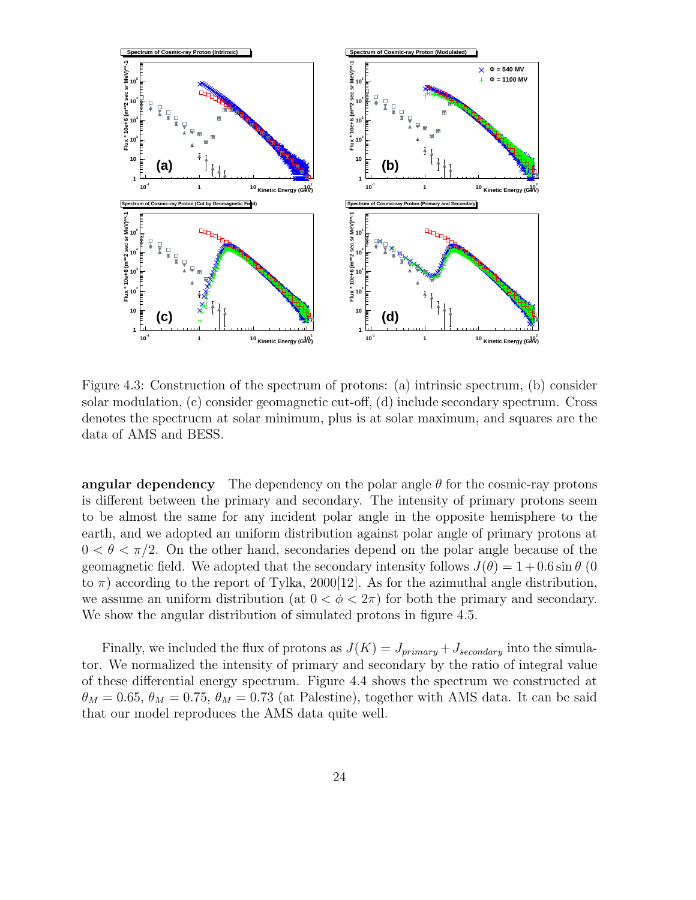Figure 4.3: Construction of the spectrum of protons: (a) intrinsic spectrum, (b) consider solar modulation, (c) consider geomagnetic cut-off, (d) include secondary spectrum. Cross denotes the spectrucm at solar minimum, plus is at solar maximum, and squares are the data of AMS and BESS.

**angular dependency** The dependency on the polar angle $\theta$ for the cosmic-ray protons is different between the primary and secondary. The intensity of primary protons seem to be almost the same for any incident polar angle in the opposite hemisphere to the earth, and we adopted an uniform distribution against polar angle of primary protons at $0 < \theta < \pi/2$. On the other hand, secondaries depend on the polar angle because of the geomagnetic field. We adopted that the secondary intensity follows $J(\theta) = 1 + 0.6 \sin\theta$ (0 to $\pi$) according to the report of Tylka, 2000[12]. As for the azimuthal angle distribution, we assume an uniform distribution (at $0 < \phi < 2\pi$) for both the primary and secondary. We show the angular distribution of simulated protons in figure 4.5.

Finally, we included the flux of protons as $J(K) = J_{primary} + J_{secondary}$ into the simulator. We normalized the intensity of primary and secondary by the ratio of integral value of these differential energy spectrum. Figure 4.4 shows the spectrum we constructed at $\theta_M = 0.65$, $\theta_M = 0.75$, $\theta_M = 0.73$ (at Palestine), together with AMS data. It can be said that our model reproduces the AMS data quite well.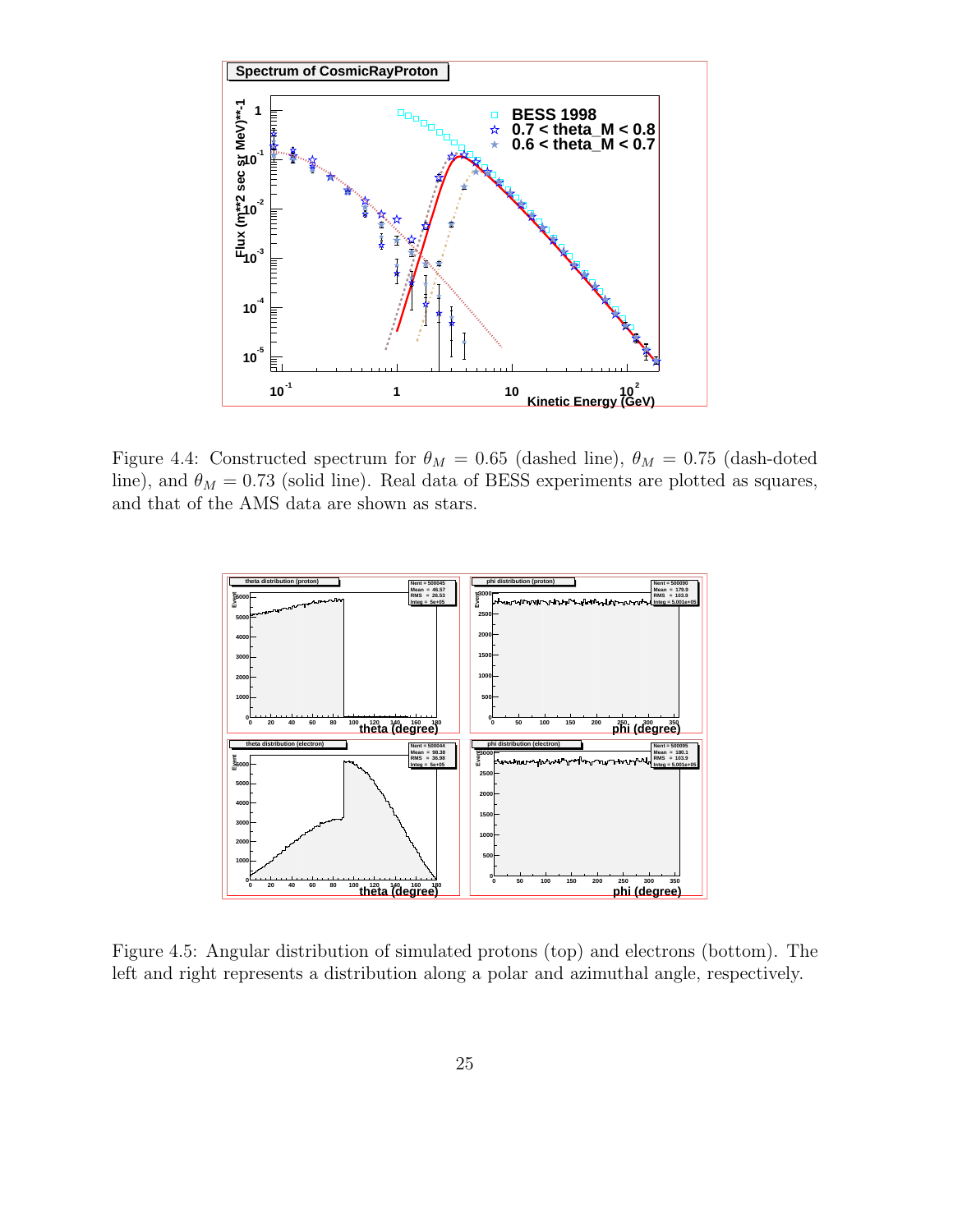Figure 4.4: Constructed spectrum for $\theta_M = 0.65$ (dashed line), $\theta_M = 0.75$ (dash-doted line), and $\theta_M = 0.73$ (solid line). Real data of BESS experiments are plotted as squares, and that of the AMS data are shown as stars.

Figure 4.5: Angular distribution of simulated protons (top) and electrons (bottom). The left and right represents a distribution along a polar and azimuthal angle, respectively.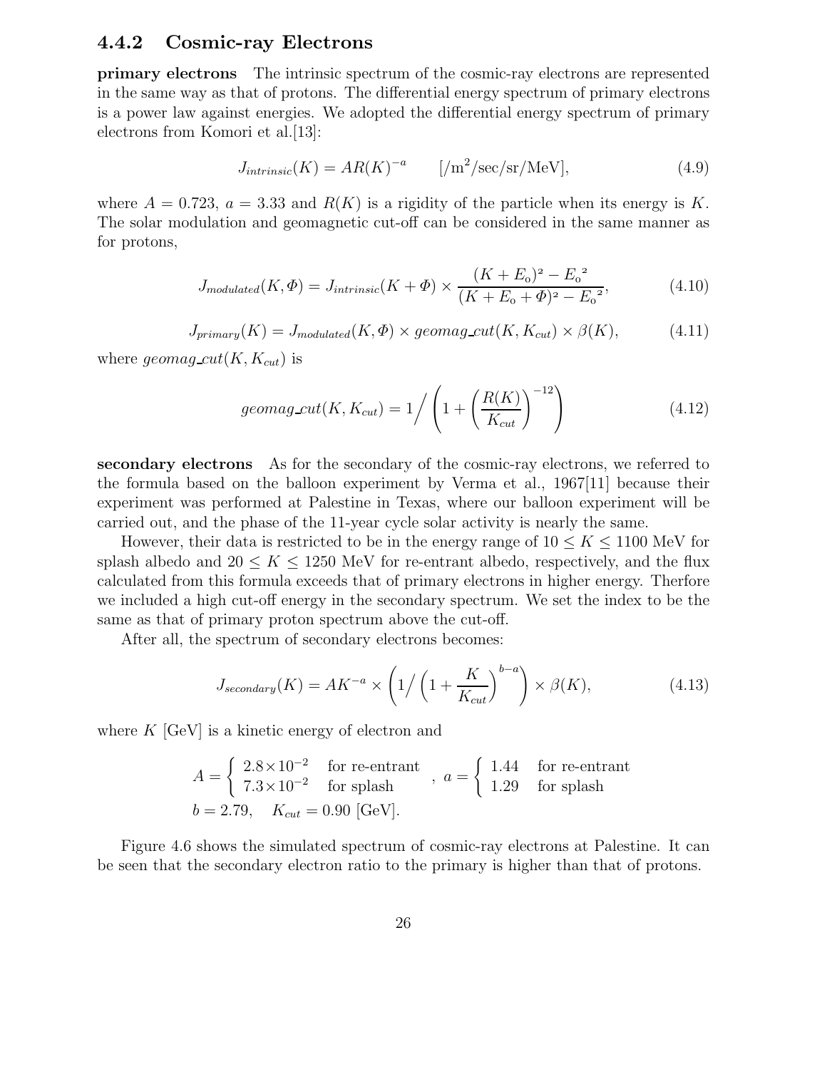### 4.4.2 Cosmic-ray Electrons

**primary electrons** The intrinsic spectrum of the cosmic-ray electrons are represented in the same way as that of protons. The differential energy spectrum of primary electrons is a power law against energies. We adopted the differential energy spectrum of primary electrons from Komori et al.[13]:

$$J_{intrinsic}(K) = AR(K)^{-a} \qquad [/\text{m}^2/\text{sec/sr/MeV}], \tag{4.9}$$

where $A = 0.723$, $a = 3.33$ and $R(K)$ is a rigidity of the particle when its energy is $K$. The solar modulation and geomagnetic cut-off can be considered in the same manner as for protons,

$$J_{modulated}(K, \Phi) = J_{intrinsic}(K + \Phi) \times \frac{(K + E_o)^2 - {E_o}^2}{(K + E_o + \Phi)^2 - {E_o}^2}, \tag{4.10}$$

$$J_{primary}(K) = J_{modulated}(K, \Phi) \times geomag\_cut(K, K_{cut}) \times \beta(K), \tag{4.11}$$

where $geomag\_cut(K, K_{cut})$ is

$$geomag\_cut(K, K_{cut}) = 1 \Big/ \left(1 + \left(\frac{R(K)}{K_{cut}}\right)^{-12}\right) \tag{4.12}$$

**secondary electrons** As for the secondary of the cosmic-ray electrons, we referred to the formula based on the balloon experiment by Verma et al., 1967[11] because their experiment was performed at Palestine in Texas, where our balloon experiment will be carried out, and the phase of the 11-year cycle solar activity is nearly the same.

However, their data is restricted to be in the energy range of $10 \leq K \leq 1100$ MeV for splash albedo and $20 \leq K \leq 1250$ MeV for re-entrant albedo, respectively, and the flux calculated from this formula exceeds that of primary electrons in higher energy. Therfore we included a high cut-off energy in the secondary spectrum. We set the index to be the same as that of primary proton spectrum above the cut-off.

After all, the spectrum of secondary electrons becomes:

$$J_{secondary}(K) = AK^{-a} \times \left(1 \Big/ \left(1 + \frac{K}{K_{cut}}\right)^{b-a}\right) \times \beta(K), \tag{4.13}$$

where $K$ [GeV] is a kinetic energy of electron and

$$A = \begin{cases} 2.8 \times 10^{-2} & \text{for re-entrant} \\ 7.3 \times 10^{-2} & \text{for splash} \end{cases}, \quad a = \begin{cases} 1.44 & \text{for re-entrant} \\ 1.29 & \text{for splash} \end{cases}$$

$$b = 2.79, \quad K_{cut} = 0.90 \text{ [GeV]}.$$

Figure 4.6 shows the simulated spectrum of cosmic-ray electrons at Palestine. It can be seen that the secondary electron ratio to the primary is higher than that of protons.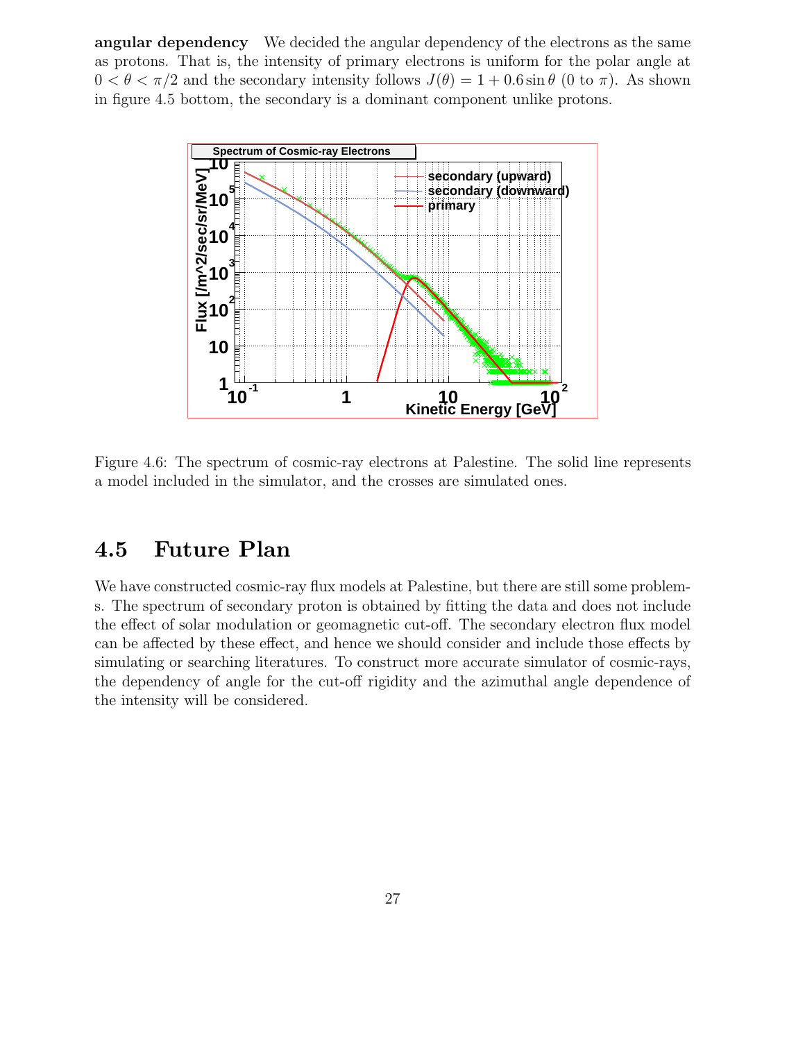**angular dependency** We decided the angular dependency of the electrons as the same as protons. That is, the intensity of primary electrons is uniform for the polar angle at $0 < \theta < \pi/2$ and the secondary intensity follows $J(\theta) = 1 + 0.6 \sin\theta$ (0 to $\pi$). As shown in figure 4.5 bottom, the secondary is a dominant component unlike protons.

Figure 4.6: The spectrum of cosmic-ray electrons at Palestine. The solid line represents a model included in the simulator, and the crosses are simulated ones.

## 4.5 Future Plan

We have constructed cosmic-ray flux models at Palestine, but there are still some problems. The spectrum of secondary proton is obtained by fitting the data and does not include the effect of solar modulation or geomagnetic cut-off. The secondary electron flux model can be affected by these effect, and hence we should consider and include those effects by simulating or searching literatures. To construct more accurate simulator of cosmic-rays, the dependency of angle for the cut-off rigidity and the azimuthal angle dependence of the intensity will be considered.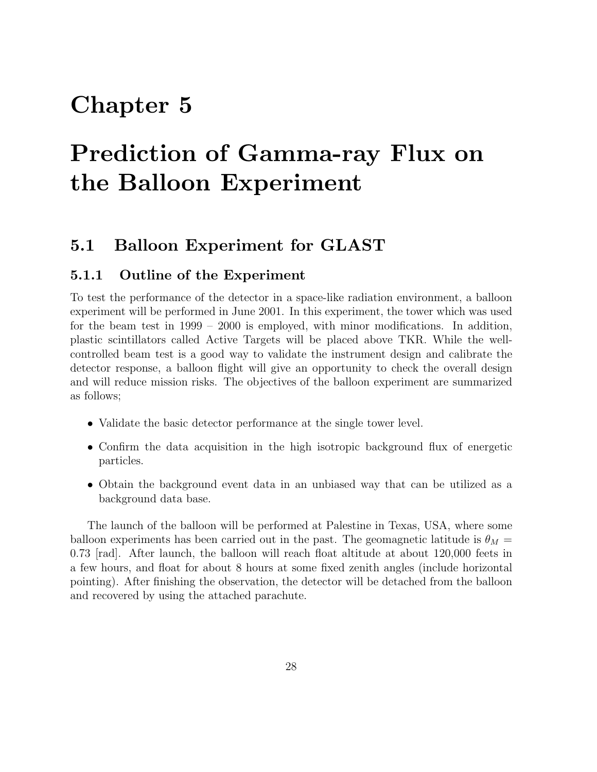# Chapter 5

# Prediction of Gamma-ray Flux on the Balloon Experiment

## 5.1 Balloon Experiment for GLAST

### 5.1.1 Outline of the Experiment

To test the performance of the detector in a space-like radiation environment, a balloon experiment will be performed in June 2001. In this experiment, the tower which was used for the beam test in 1999 – 2000 is employed, with minor modifications. In addition, plastic scintillators called Active Targets will be placed above TKR. While the well-controlled beam test is a good way to validate the instrument design and calibrate the detector response, a balloon flight will give an opportunity to check the overall design and will reduce mission risks. The objectives of the balloon experiment are summarized as follows;

- Validate the basic detector performance at the single tower level.
- Confirm the data acquisition in the high isotropic background flux of energetic particles.
- Obtain the background event data in an unbiased way that can be utilized as a background data base.

The launch of the balloon will be performed at Palestine in Texas, USA, where some balloon experiments has been carried out in the past. The geomagnetic latitude is $\theta_M = 0.73$ [rad]. After launch, the balloon will reach float altitude at about 120,000 feets in a few hours, and float for about 8 hours at some fixed zenith angles (include horizontal pointing). After finishing the observation, the detector will be detached from the balloon and recovered by using the attached parachute.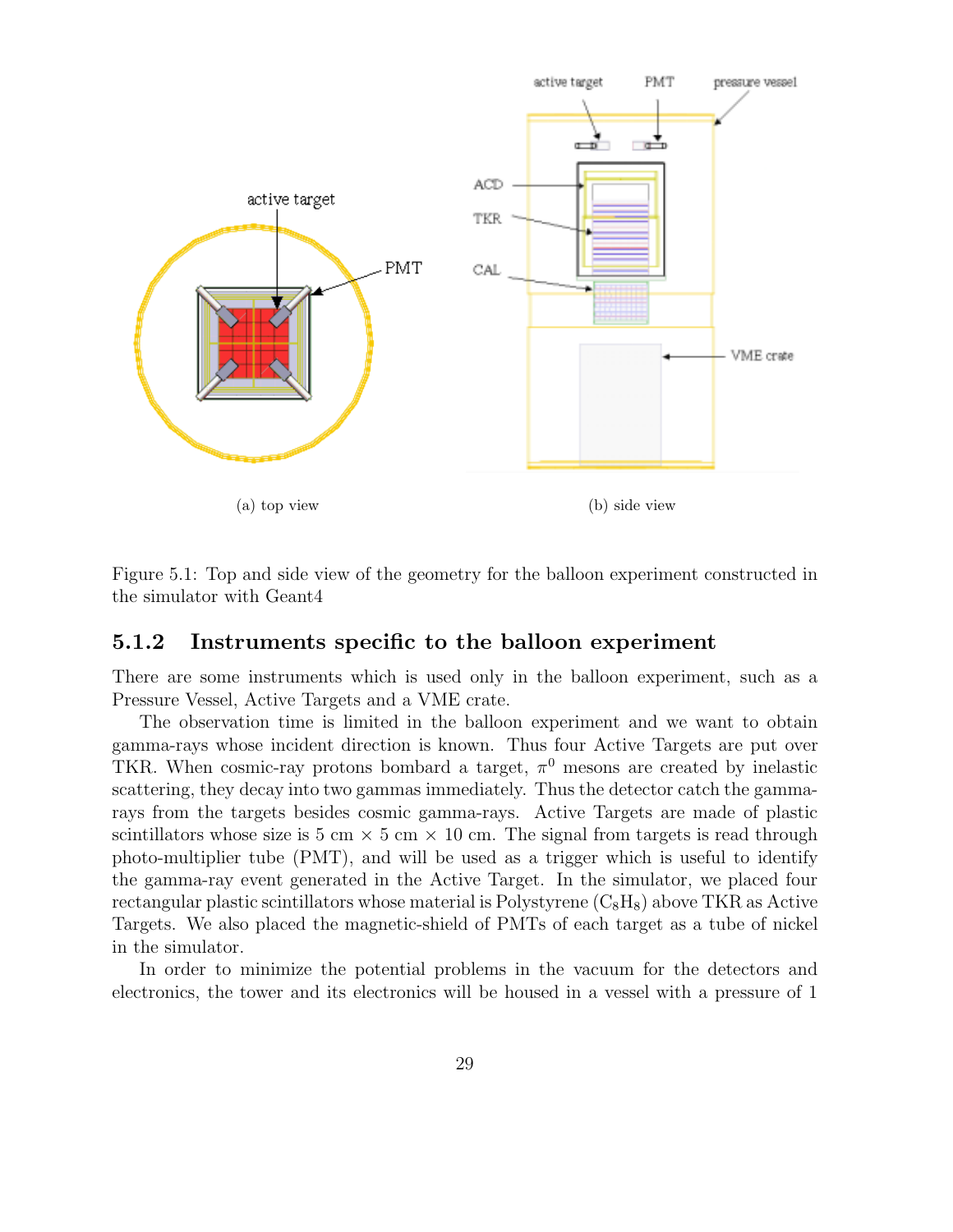(a) top view

(b) side view

Figure 5.1: Top and side view of the geometry for the balloon experiment constructed in the simulator with Geant4

### 5.1.2 Instruments specific to the balloon experiment

There are some instruments which is used only in the balloon experiment, such as a Pressure Vessel, Active Targets and a VME crate.

The observation time is limited in the balloon experiment and we want to obtain gamma-rays whose incident direction is known. Thus four Active Targets are put over TKR. When cosmic-ray protons bombard a target, $\pi^0$ mesons are created by inelastic scattering, they decay into two gammas immediately. Thus the detector catch the gamma-rays from the targets besides cosmic gamma-rays. Active Targets are made of plastic scintillators whose size is 5 cm × 5 cm × 10 cm. The signal from targets is read through photo-multiplier tube (PMT), and will be used as a trigger which is useful to identify the gamma-ray event generated in the Active Target. In the simulator, we placed four rectangular plastic scintillators whose material is Polystyrene ($C_8H_8$) above TKR as Active Targets. We also placed the magnetic-shield of PMTs of each target as a tube of nickel in the simulator.

In order to minimize the potential problems in the vacuum for the detectors and electronics, the tower and its electronics will be housed in a vessel with a pressure of 1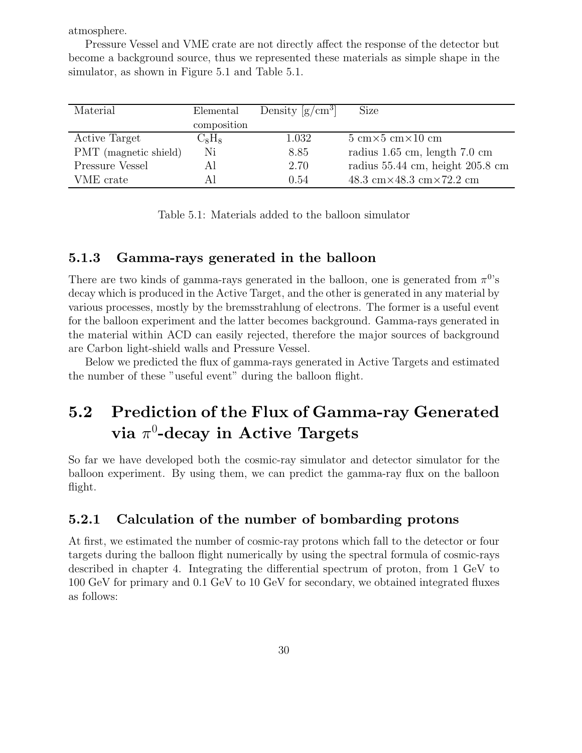atmosphere.

Pressure Vessel and VME crate are not directly affect the response of the detector but become a background source, thus we represented these materials as simple shape in the simulator, as shown in Figure 5.1 and Table 5.1.

| Material | Elemental composition | Density [g/cm$^3$] | Size |
|---|---|---|---|
| Active Target | $C_8H_8$ | 1.032 | 5 cm×5 cm×10 cm |
| PMT (magnetic shield) | Ni | 8.85 | radius 1.65 cm, length 7.0 cm |
| Pressure Vessel | Al | 2.70 | radius 55.44 cm, height 205.8 cm |
| VME crate | Al | 0.54 | 48.3 cm×48.3 cm×72.2 cm |

Table 5.1: Materials added to the balloon simulator

### 5.1.3 Gamma-rays generated in the balloon

There are two kinds of gamma-rays generated in the balloon, one is generated from $\pi^0$'s decay which is produced in the Active Target, and the other is generated in any material by various processes, mostly by the bremsstrahlung of electrons. The former is a useful event for the balloon experiment and the latter becomes background. Gamma-rays generated in the material within ACD can easily rejected, therefore the major sources of background are Carbon light-shield walls and Pressure Vessel.

Below we predicted the flux of gamma-rays generated in Active Targets and estimated the number of these "useful event" during the balloon flight.

## 5.2 Prediction of the Flux of Gamma-ray Generated via $\pi^0$-decay in Active Targets

So far we have developed both the cosmic-ray simulator and detector simulator for the balloon experiment. By using them, we can predict the gamma-ray flux on the balloon flight.

### 5.2.1 Calculation of the number of bombarding protons

At first, we estimated the number of cosmic-ray protons which fall to the detector or four targets during the balloon flight numerically by using the spectral formula of cosmic-rays described in chapter 4. Integrating the differential spectrum of proton, from 1 GeV to 100 GeV for primary and 0.1 GeV to 10 GeV for secondary, we obtained integrated fluxes as follows: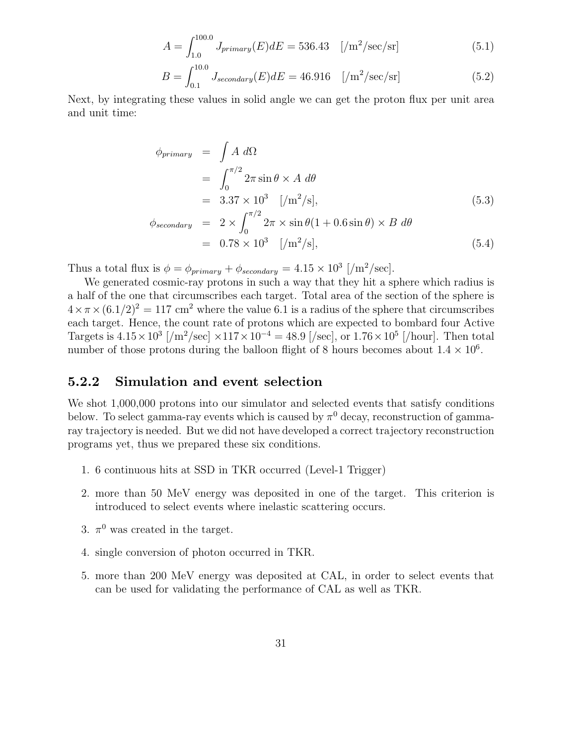$$A = \int_{1.0}^{100.0} J_{primary}(E)dE = 536.43 \quad [/\text{m}^2/\text{sec}/\text{sr}] \tag{5.1}$$

$$B = \int_{0.1}^{10.0} J_{secondary}(E)dE = 46.916 \quad [/\text{m}^2/\text{sec}/\text{sr}] \tag{5.2}$$

Next, by integrating these values in solid angle we can get the proton flux per unit area and unit time:

$$\begin{aligned}
\phi_{primary} &= \int A \; d\Omega \\
&= \int_0^{\pi/2} 2\pi \sin\theta \times A \; d\theta \\
&= 3.37 \times 10^3 \quad [/\text{m}^2/\text{s}], \qquad (5.3) \\
\phi_{secondary} &= 2 \times \int_0^{\pi/2} 2\pi \times \sin\theta(1 + 0.6\sin\theta) \times B \; d\theta \\
&= 0.78 \times 10^3 \quad [/\text{m}^2/\text{s}], \qquad (5.4)
\end{aligned}$$

Thus a total flux is $\phi = \phi_{primary} + \phi_{secondary} = 4.15 \times 10^3$ [/m$^2$/sec].

We generated cosmic-ray protons in such a way that they hit a sphere which radius is a half of the one that circumscribes each target. Total area of the section of the sphere is $4 \times \pi \times (6.1/2)^2 = 117$ cm$^2$ where the value 6.1 is a radius of the sphere that circumscribes each target. Hence, the count rate of protons which are expected to bombard four Active Targets is $4.15 \times 10^3$ [/m$^2$/sec] $\times 117 \times 10^{-4} = 48.9$ [/sec], or $1.76 \times 10^5$ [/hour]. Then total number of those protons during the balloon flight of 8 hours becomes about $1.4 \times 10^6$.

### 5.2.2 Simulation and event selection

We shot 1,000,000 protons into our simulator and selected events that satisfy conditions below. To select gamma-ray events which is caused by $\pi^0$ decay, reconstruction of gamma-ray trajectory is needed. But we did not have developed a correct trajectory reconstruction programs yet, thus we prepared these six conditions.

1. 6 continuous hits at SSD in TKR occurred (Level-1 Trigger)
2. more than 50 MeV energy was deposited in one of the target. This criterion is introduced to select events where inelastic scattering occurs.
3. $\pi^0$ was created in the target.
4. single conversion of photon occurred in TKR.
5. more than 200 MeV energy was deposited at CAL, in order to select events that can be used for validating the performance of CAL as well as TKR.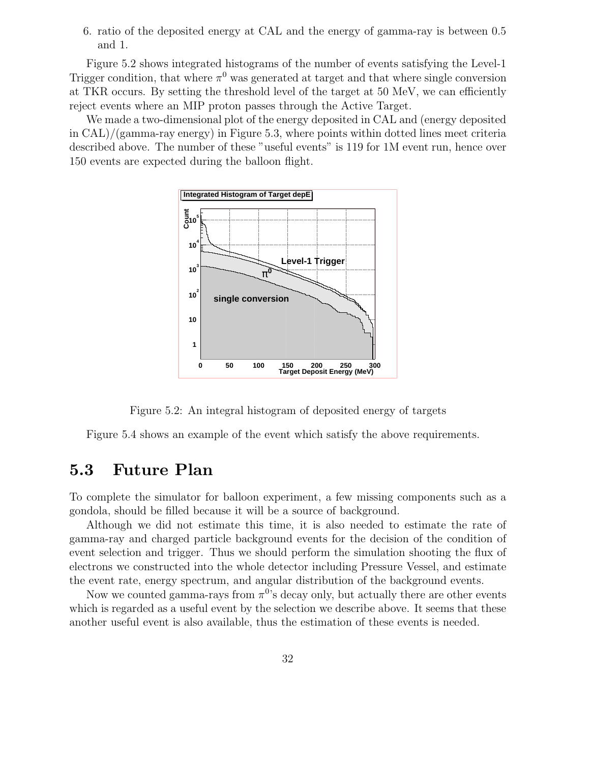6. ratio of the deposited energy at CAL and the energy of gamma-ray is between 0.5 and 1.

Figure 5.2 shows integrated histograms of the number of events satisfying the Level-1 Trigger condition, that where $\pi^0$ was generated at target and that where single conversion at TKR occurs. By setting the threshold level of the target at 50 MeV, we can efficiently reject events where an MIP proton passes through the Active Target.

We made a two-dimensional plot of the energy deposited in CAL and (energy deposited in CAL)/(gamma-ray energy) in Figure 5.3, where points within dotted lines meet criteria described above. The number of these "useful events" is 119 for 1M event run, hence over 150 events are expected during the balloon flight.

Figure 5.2: An integral histogram of deposited energy of targets

Figure 5.4 shows an example of the event which satisfy the above requirements.

## 5.3 Future Plan

To complete the simulator for balloon experiment, a few missing components such as a gondola, should be filled because it will be a source of background.

Although we did not estimate this time, it is also needed to estimate the rate of gamma-ray and charged particle background events for the decision of the condition of event selection and trigger. Thus we should perform the simulation shooting the flux of electrons we constructed into the whole detector including Pressure Vessel, and estimate the event rate, energy spectrum, and angular distribution of the background events.

Now we counted gamma-rays from $\pi^0$'s decay only, but actually there are other events which is regarded as a useful event by the selection we describe above. It seems that these another useful event is also available, thus the estimation of these events is needed.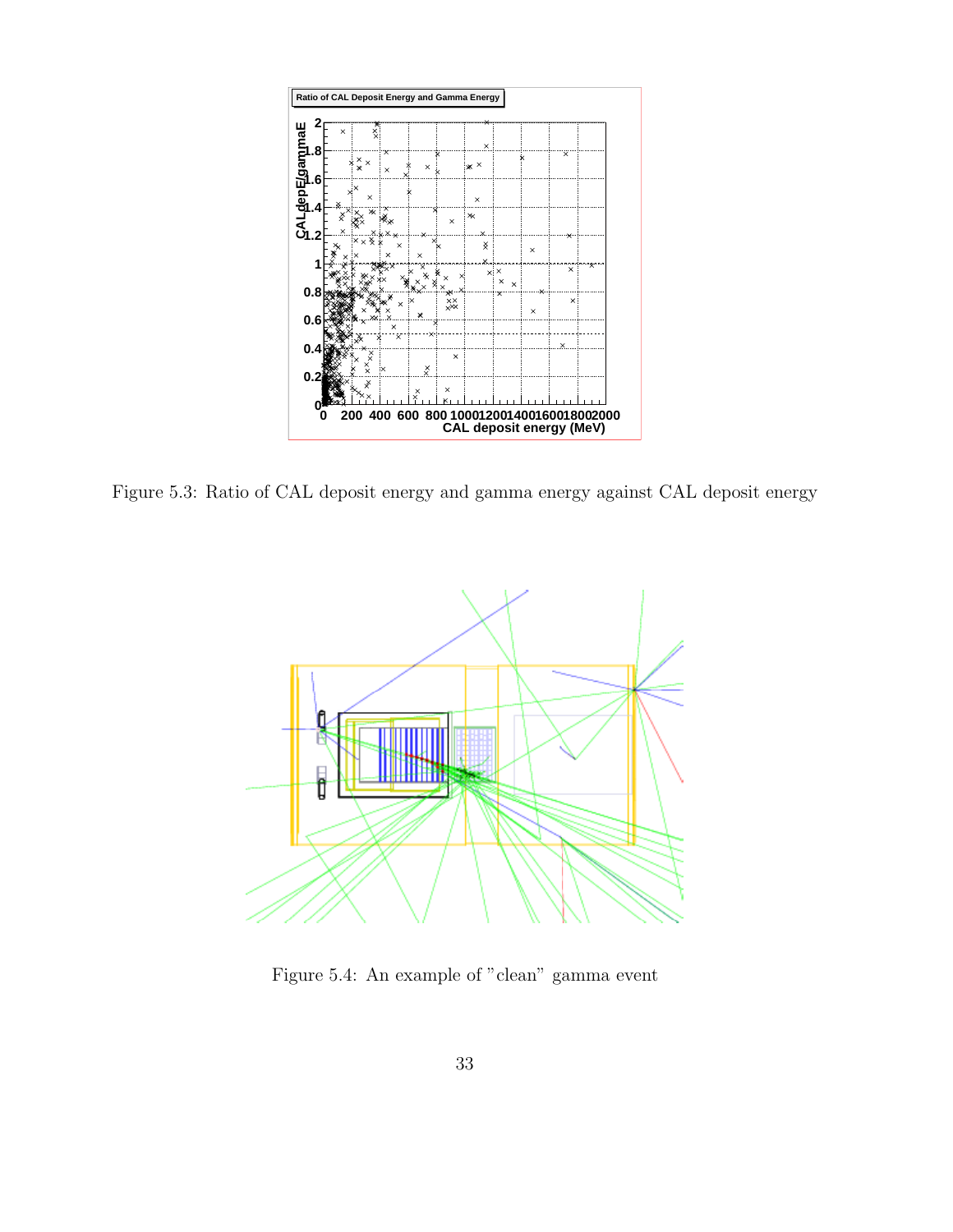Figure 5.3: Ratio of CAL deposit energy and gamma energy against CAL deposit energy

Figure 5.4: An example of "clean" gamma event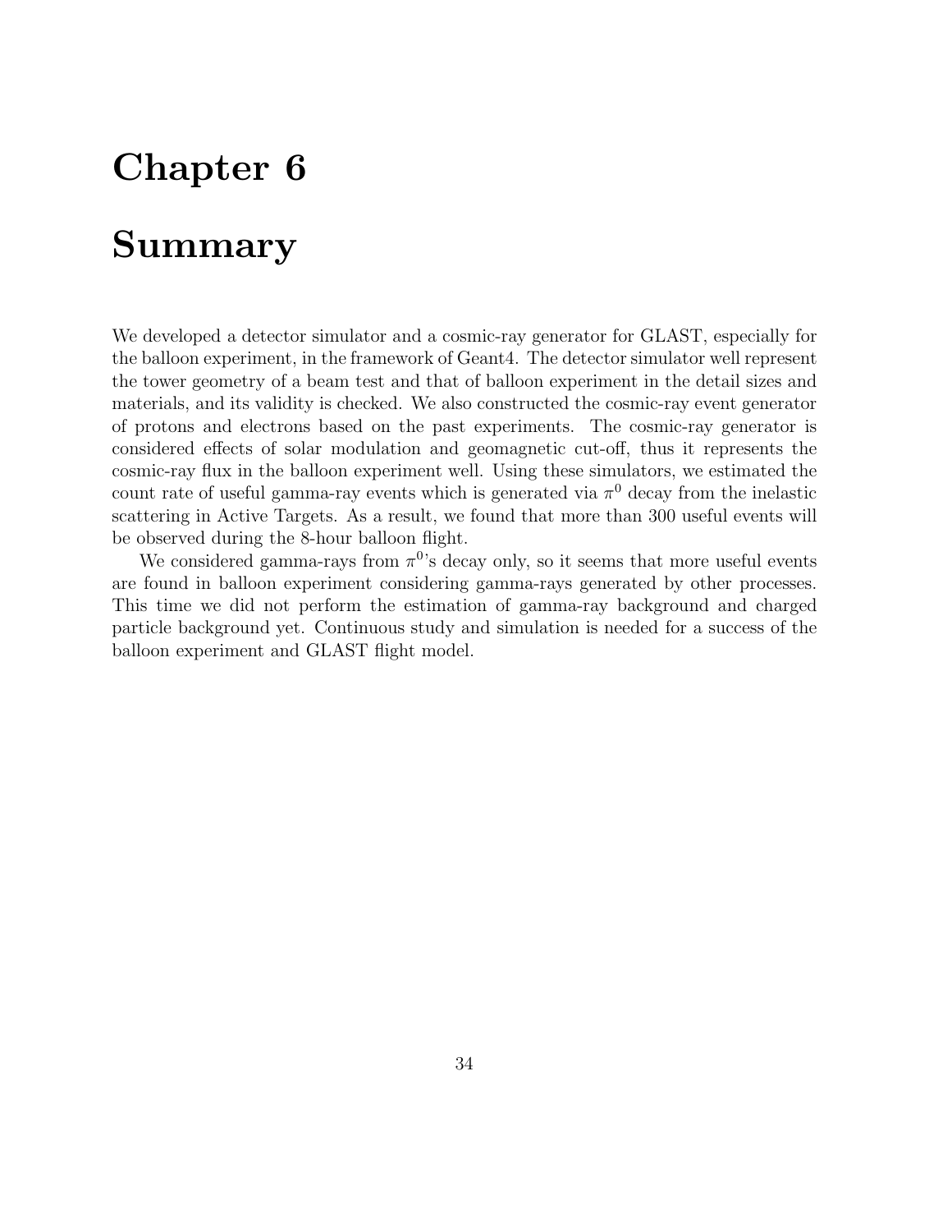# Chapter 6

# Summary

We developed a detector simulator and a cosmic-ray generator for GLAST, especially for the balloon experiment, in the framework of Geant4. The detector simulator well represent the tower geometry of a beam test and that of balloon experiment in the detail sizes and materials, and its validity is checked. We also constructed the cosmic-ray event generator of protons and electrons based on the past experiments. The cosmic-ray generator is considered effects of solar modulation and geomagnetic cut-off, thus it represents the cosmic-ray flux in the balloon experiment well. Using these simulators, we estimated the count rate of useful gamma-ray events which is generated via $\pi^0$ decay from the inelastic scattering in Active Targets. As a result, we found that more than 300 useful events will be observed during the 8-hour balloon flight.

We considered gamma-rays from $\pi^0$'s decay only, so it seems that more useful events are found in balloon experiment considering gamma-rays generated by other processes. This time we did not perform the estimation of gamma-ray background and charged particle background yet. Continuous study and simulation is needed for a success of the balloon experiment and GLAST flight model.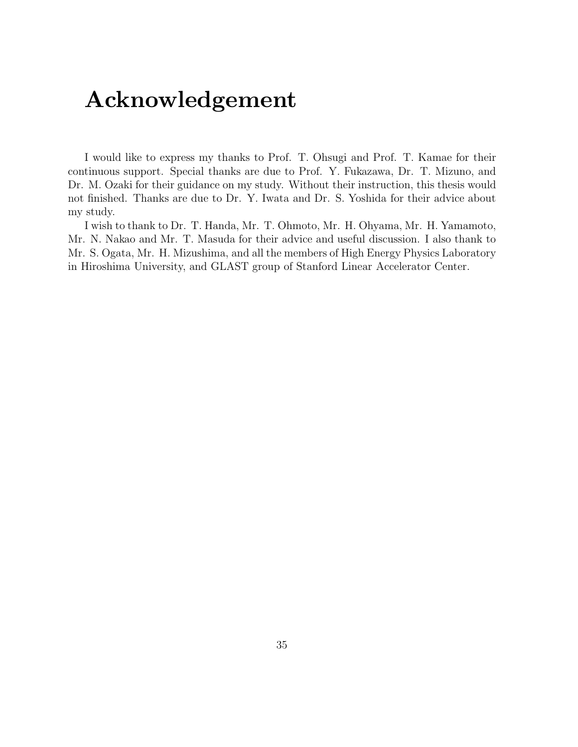# Acknowledgement

I would like to express my thanks to Prof. T. Ohsugi and Prof. T. Kamae for their continuous support. Special thanks are due to Prof. Y. Fukazawa, Dr. T. Mizuno, and Dr. M. Ozaki for their guidance on my study. Without their instruction, this thesis would not finished. Thanks are due to Dr. Y. Iwata and Dr. S. Yoshida for their advice about my study.

I wish to thank to Dr. T. Handa, Mr. T. Ohmoto, Mr. H. Ohyama, Mr. H. Yamamoto, Mr. N. Nakao and Mr. T. Masuda for their advice and useful discussion. I also thank to Mr. S. Ogata, Mr. H. Mizushima, and all the members of High Energy Physics Laboratory in Hiroshima University, and GLAST group of Stanford Linear Accelerator Center.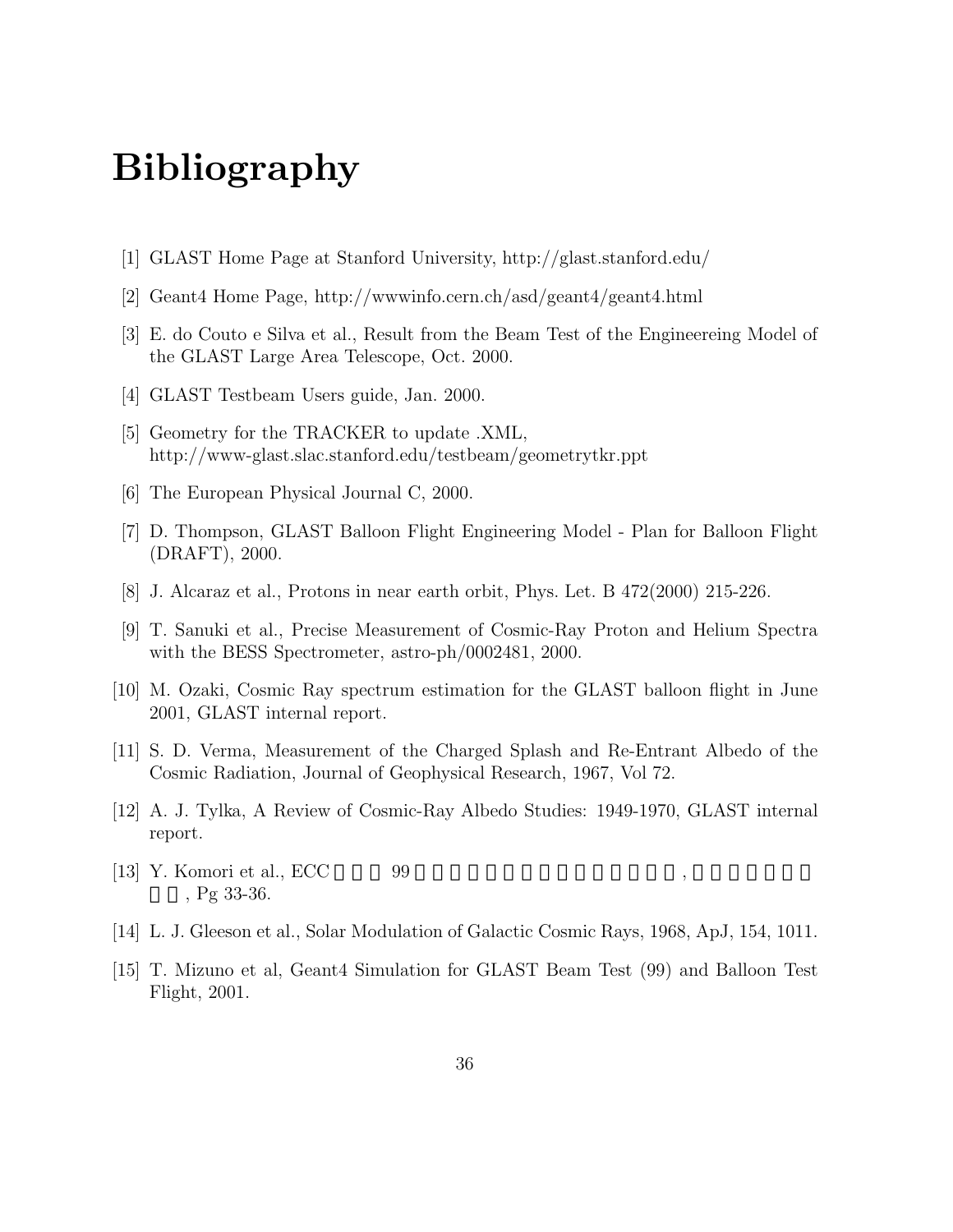# Bibliography

[1] GLAST Home Page at Stanford University, http://glast.stanford.edu/

[2] Geant4 Home Page, http://wwwinfo.cern.ch/asd/geant4/geant4.html

[3] E. do Couto e Silva et al., Result from the Beam Test of the Engineereing Model of the GLAST Large Area Telescope, Oct. 2000.

[4] GLAST Testbeam Users guide, Jan. 2000.

[5] Geometry for the TRACKER to update .XML, http://www-glast.slac.stanford.edu/testbeam/geometrytkr.ppt

[6] The European Physical Journal C, 2000.

[7] D. Thompson, GLAST Balloon Flight Engineering Model - Plan for Balloon Flight (DRAFT), 2000.

[8] J. Alcaraz et al., Protons in near earth orbit, Phys. Let. B 472(2000) 215-226.

[9] T. Sanuki et al., Precise Measurement of Cosmic-Ray Proton and Helium Spectra with the BESS Spectrometer, astro-ph/0002481, 2000.

[10] M. Ozaki, Cosmic Ray spectrum estimation for the GLAST balloon flight in June 2001, GLAST internal report.

[11] S. D. Verma, Measurement of the Charged Splash and Re-Entrant Albedo of the Cosmic Radiation, Journal of Geophysical Research, 1967, Vol 72.

[12] A. J. Tylka, A Review of Cosmic-Ray Albedo Studies: 1949-1970, GLAST internal report.

[13] Y. Komori et al., ECC 99 , , Pg 33-36.

[14] L. J. Gleeson et al., Solar Modulation of Galactic Cosmic Rays, 1968, ApJ, 154, 1011.

[15] T. Mizuno et al, Geant4 Simulation for GLAST Beam Test (99) and Balloon Test Flight, 2001.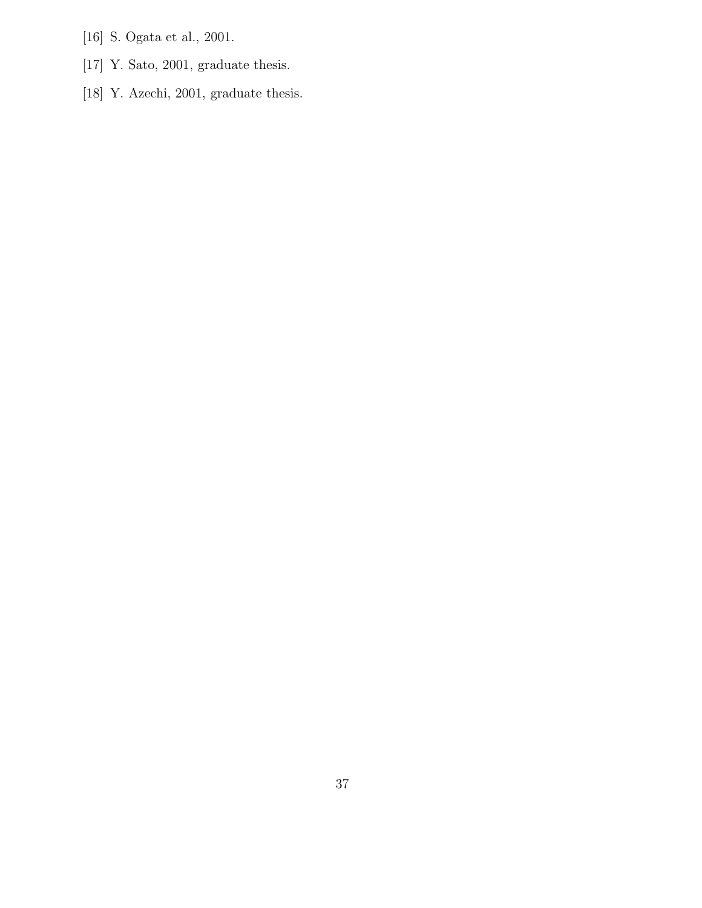[16] S. Ogata et al., 2001.

[17] Y. Sato, 2001, graduate thesis.

[18] Y. Azechi, 2001, graduate thesis.